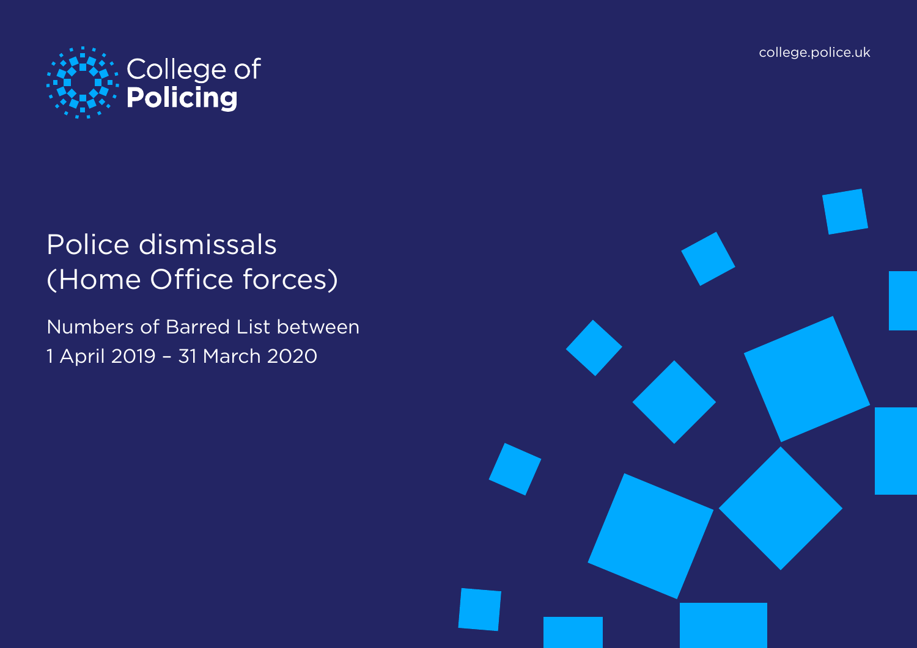College of **Policing**

college.police.uk

# Police dismissals (Home Office forces)

Numbers of Barred List between 1 April 2019 – 31 March 2020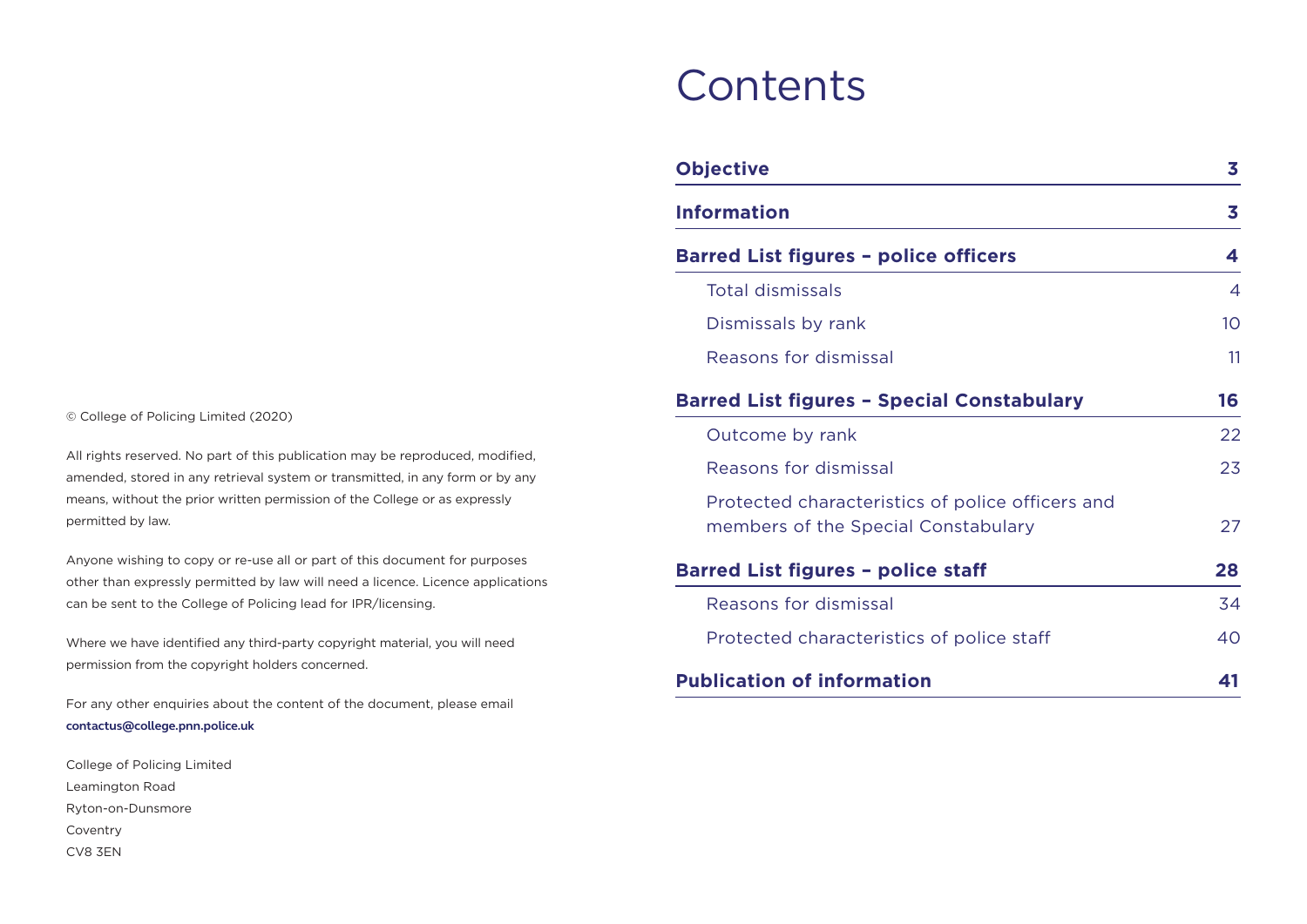© College of Policing Limited (2020)

All rights reserved. No part of this publication may be reproduced, modified, amended, stored in any retrieval system or transmitted, in any form or by any means, without the prior written permission of the College or as expressly permitted by law.

Anyone wishing to copy or re-use all or part of this document for purposes other than expressly permitted by law will need a licence. Licence applications can be sent to the College of Policing lead for IPR/licensing.

Where we have identified any third-party copyright material, you will need permission from the copyright holders concerned.

For any other enquiries about the content of the document, please email **contactus@college.pnn.police.uk**

College of Policing Limited
Leamington Road
Ryton-on-Dunsmore
Coventry
CV8 3EN

# Contents

**Objective** — **3**

**Information** — **3**

**Barred List figures – police officers** — **4**

- Total dismissals — 4
- Dismissals by rank — 10
- Reasons for dismissal — 11

**Barred List figures – Special Constabulary** — **16**

- Outcome by rank — 22
- Reasons for dismissal — 23
- Protected characteristics of police officers and members of the Special Constabulary — 27

**Barred List figures – police staff** — **28**

- Reasons for dismissal — 34
- Protected characteristics of police staff — 40

**Publication of information** — **41**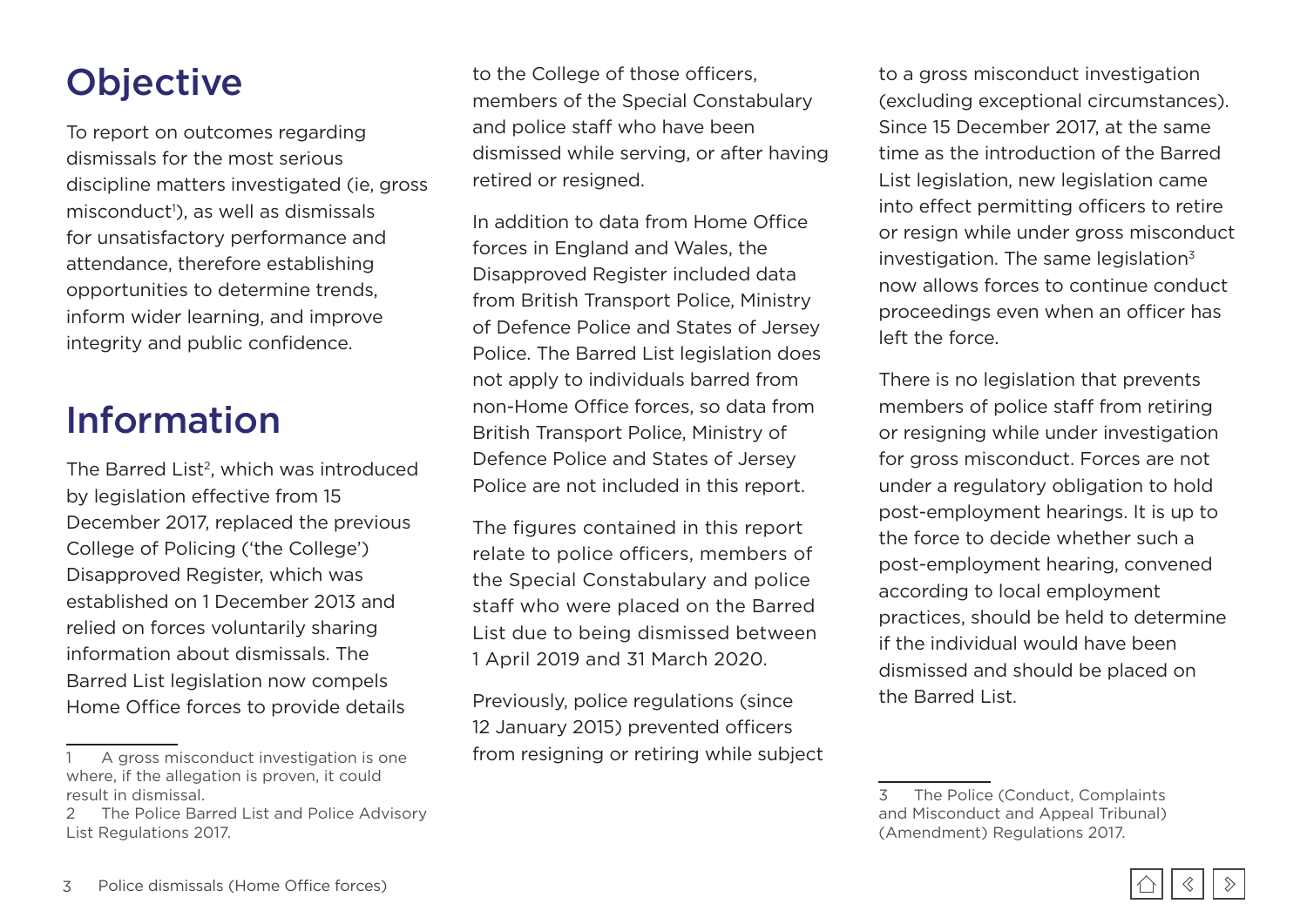# Objective

To report on outcomes regarding dismissals for the most serious discipline matters investigated (ie, gross misconduct[1]), as well as dismissals for unsatisfactory performance and attendance, therefore establishing opportunities to determine trends, inform wider learning, and improve integrity and public confidence.

# Information

The Barred List[2], which was introduced by legislation effective from 15 December 2017, replaced the previous College of Policing ('the College') Disapproved Register, which was established on 1 December 2013 and relied on forces voluntarily sharing information about dismissals. The Barred List legislation now compels Home Office forces to provide details to the College of those officers, members of the Special Constabulary and police staff who have been dismissed while serving, or after having retired or resigned.

In addition to data from Home Office forces in England and Wales, the Disapproved Register included data from British Transport Police, Ministry of Defence Police and States of Jersey Police. The Barred List legislation does not apply to individuals barred from non-Home Office forces, so data from British Transport Police, Ministry of Defence Police and States of Jersey Police are not included in this report.

The figures contained in this report relate to police officers, members of the Special Constabulary and police staff who were placed on the Barred List due to being dismissed between 1 April 2019 and 31 March 2020.

Previously, police regulations (since 12 January 2015) prevented officers from resigning or retiring while subject to a gross misconduct investigation (excluding exceptional circumstances). Since 15 December 2017, at the same time as the introduction of the Barred List legislation, new legislation came into effect permitting officers to retire or resign while under gross misconduct investigation. The same legislation[3] now allows forces to continue conduct proceedings even when an officer has left the force.

There is no legislation that prevents members of police staff from retiring or resigning while under investigation for gross misconduct. Forces are not under a regulatory obligation to hold post-employment hearings. It is up to the force to decide whether such a post-employment hearing, convened according to local employment practices, should be held to determine if the individual would have been dismissed and should be placed on the Barred List.

---

1 A gross misconduct investigation is one where, if the allegation is proven, it could result in dismissal.

2 The Police Barred List and Police Advisory List Regulations 2017.

3 The Police (Conduct, Complaints and Misconduct and Appeal Tribunal) (Amendment) Regulations 2017.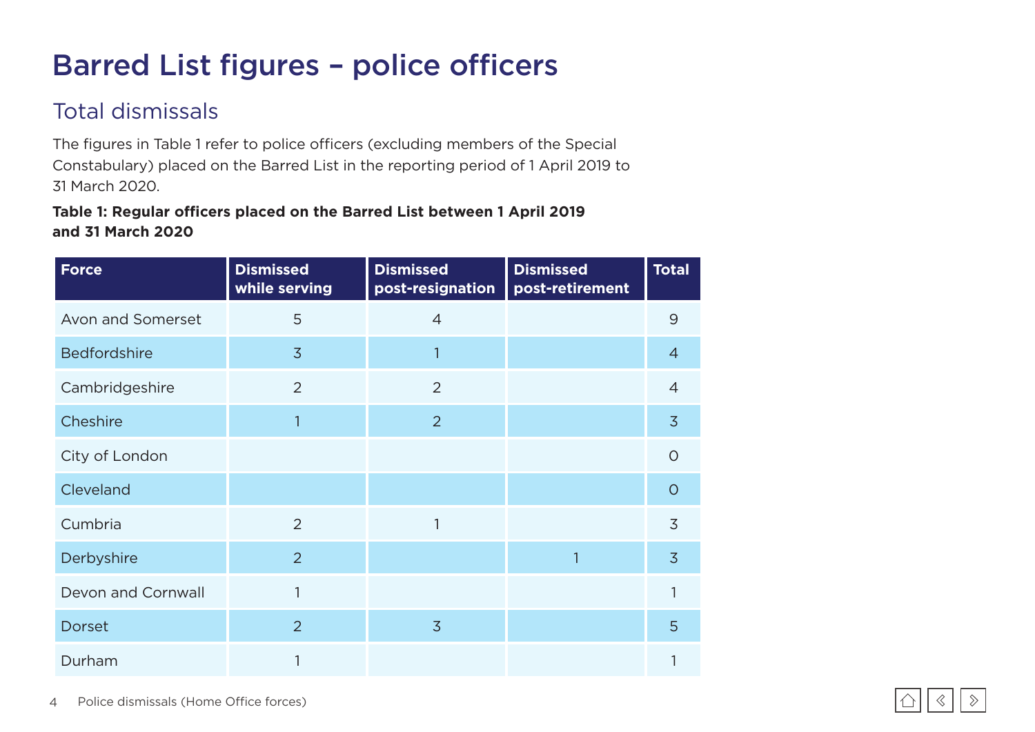# Barred List figures – police officers

## Total dismissals

The figures in Table 1 refer to police officers (excluding members of the Special Constabulary) placed on the Barred List in the reporting period of 1 April 2019 to 31 March 2020.

**Table 1: Regular officers placed on the Barred List between 1 April 2019 and 31 March 2020**

| Force | Dismissed while serving | Dismissed post-resignation | Dismissed post-retirement | Total |
|---|---|---|---|---|
| Avon and Somerset | 5 | 4 | | 9 |
| Bedfordshire | 3 | 1 | | 4 |
| Cambridgeshire | 2 | 2 | | 4 |
| Cheshire | 1 | 2 | | 3 |
| City of London | | | | 0 |
| Cleveland | | | | 0 |
| Cumbria | 2 | 1 | | 3 |
| Derbyshire | 2 | | 1 | 3 |
| Devon and Cornwall | 1 | | | 1 |
| Dorset | 2 | 3 | | 5 |
| Durham | 1 | | | 1 |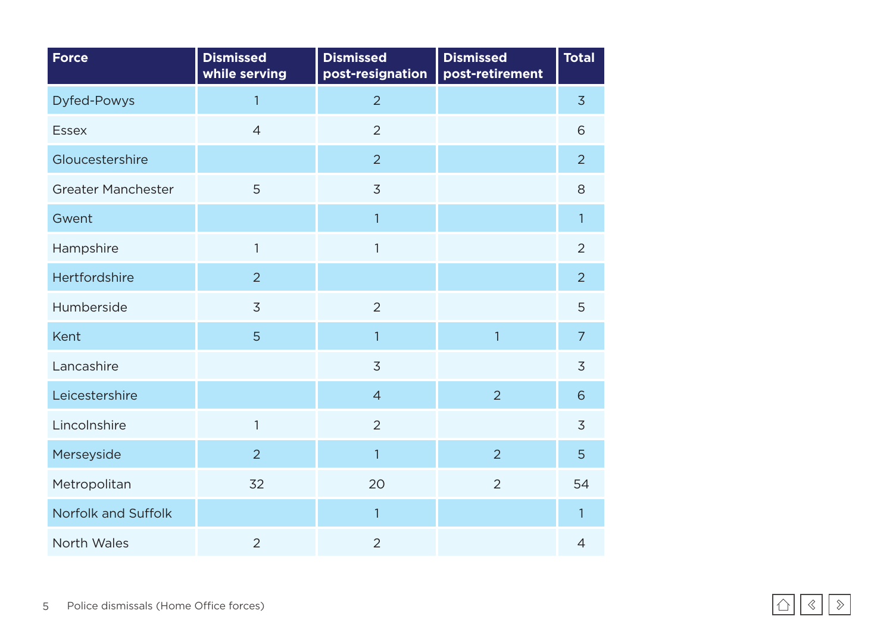| Force | Dismissed while serving | Dismissed post-resignation | Dismissed post-retirement | Total |
|---|---|---|---|---|
| Dyfed-Powys | 1 | 2 | | 3 |
| Essex | 4 | 2 | | 6 |
| Gloucestershire | | 2 | | 2 |
| Greater Manchester | 5 | 3 | | 8 |
| Gwent | | 1 | | 1 |
| Hampshire | 1 | 1 | | 2 |
| Hertfordshire | 2 | | | 2 |
| Humberside | 3 | 2 | | 5 |
| Kent | 5 | 1 | 1 | 7 |
| Lancashire | | 3 | | 3 |
| Leicestershire | | 4 | 2 | 6 |
| Lincolnshire | 1 | 2 | | 3 |
| Merseyside | 2 | 1 | 2 | 5 |
| Metropolitan | 32 | 20 | 2 | 54 |
| Norfolk and Suffolk | | 1 | | 1 |
| North Wales | 2 | 2 | | 4 |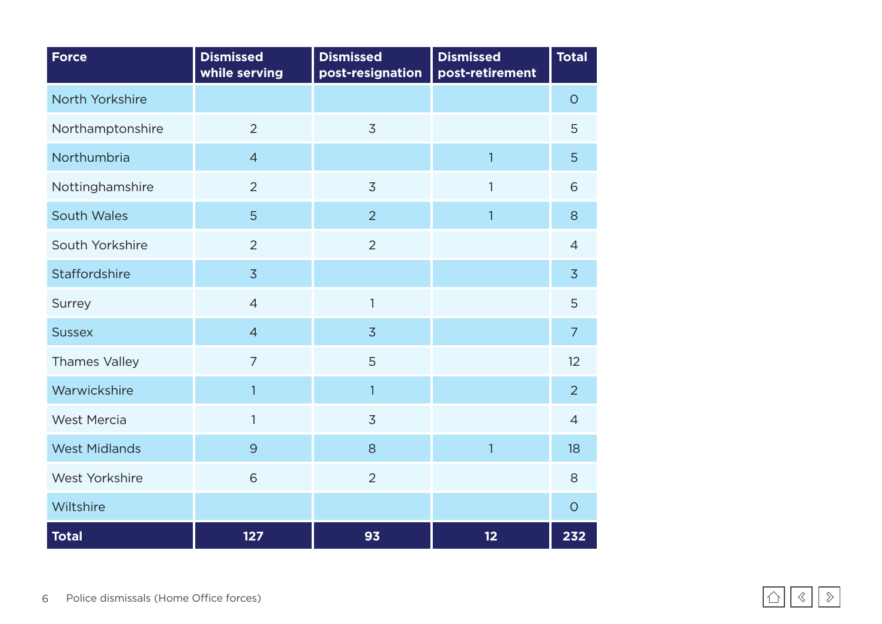| Force | Dismissed while serving | Dismissed post-resignation | Dismissed post-retirement | Total |
|---|---|---|---|---|
| North Yorkshire | | | | 0 |
| Northamptonshire | 2 | 3 | | 5 |
| Northumbria | 4 | | 1 | 5 |
| Nottinghamshire | 2 | 3 | 1 | 6 |
| South Wales | 5 | 2 | 1 | 8 |
| South Yorkshire | 2 | 2 | | 4 |
| Staffordshire | 3 | | | 3 |
| Surrey | 4 | 1 | | 5 |
| Sussex | 4 | 3 | | 7 |
| Thames Valley | 7 | 5 | | 12 |
| Warwickshire | 1 | 1 | | 2 |
| West Mercia | 1 | 3 | | 4 |
| West Midlands | 9 | 8 | 1 | 18 |
| West Yorkshire | 6 | 2 | | 8 |
| Wiltshire | | | | 0 |
| **Total** | **127** | **93** | **12** | **232** |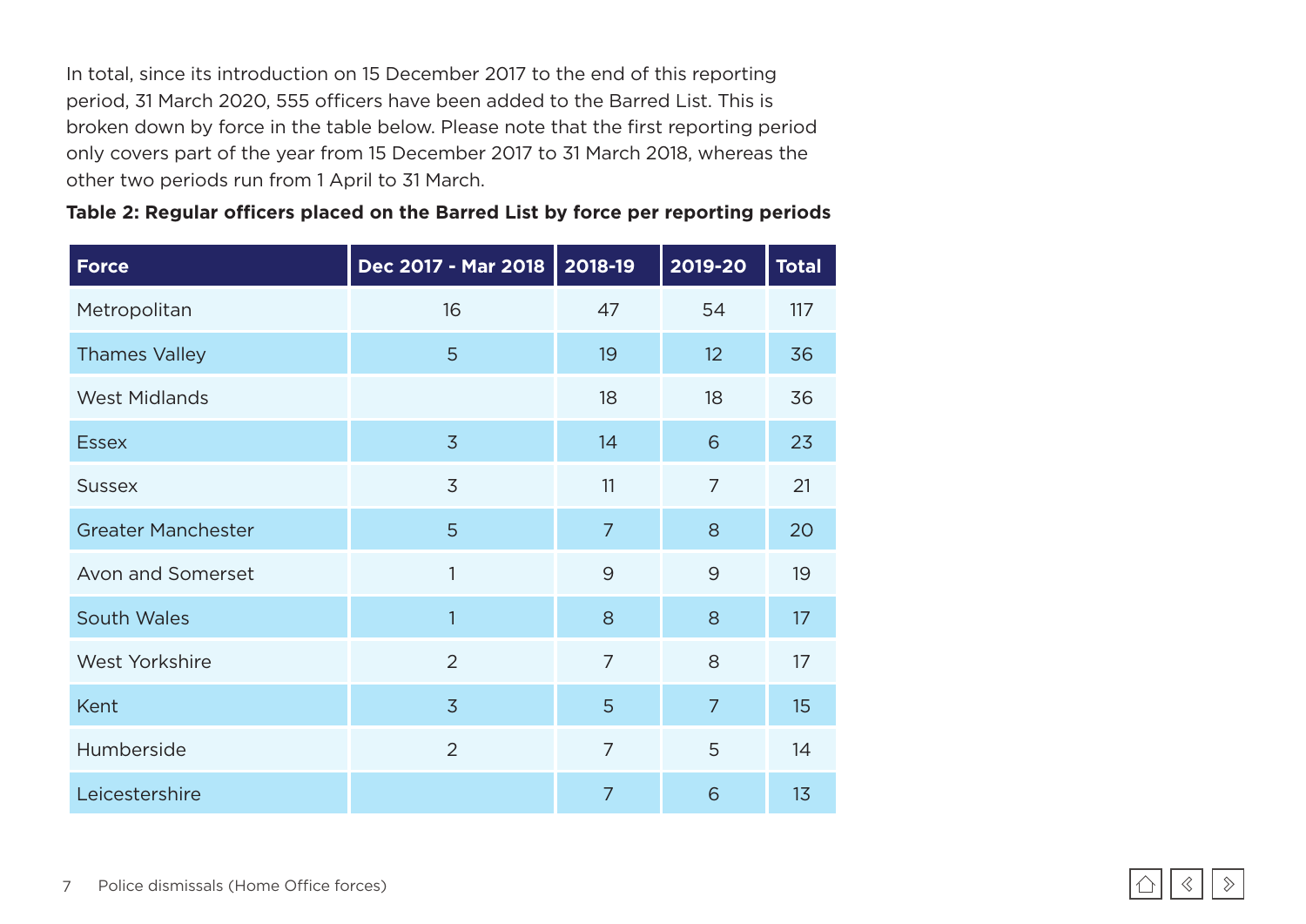In total, since its introduction on 15 December 2017 to the end of this reporting period, 31 March 2020, 555 officers have been added to the Barred List. This is broken down by force in the table below. Please note that the first reporting period only covers part of the year from 15 December 2017 to 31 March 2018, whereas the other two periods run from 1 April to 31 March.

**Table 2: Regular officers placed on the Barred List by force per reporting periods**

| Force | Dec 2017 - Mar 2018 | 2018-19 | 2019-20 | Total |
|---|---|---|---|---|
| Metropolitan | 16 | 47 | 54 | 117 |
| Thames Valley | 5 | 19 | 12 | 36 |
| West Midlands | | 18 | 18 | 36 |
| Essex | 3 | 14 | 6 | 23 |
| Sussex | 3 | 11 | 7 | 21 |
| Greater Manchester | 5 | 7 | 8 | 20 |
| Avon and Somerset | 1 | 9 | 9 | 19 |
| South Wales | 1 | 8 | 8 | 17 |
| West Yorkshire | 2 | 7 | 8 | 17 |
| Kent | 3 | 5 | 7 | 15 |
| Humberside | 2 | 7 | 5 | 14 |
| Leicestershire | | 7 | 6 | 13 |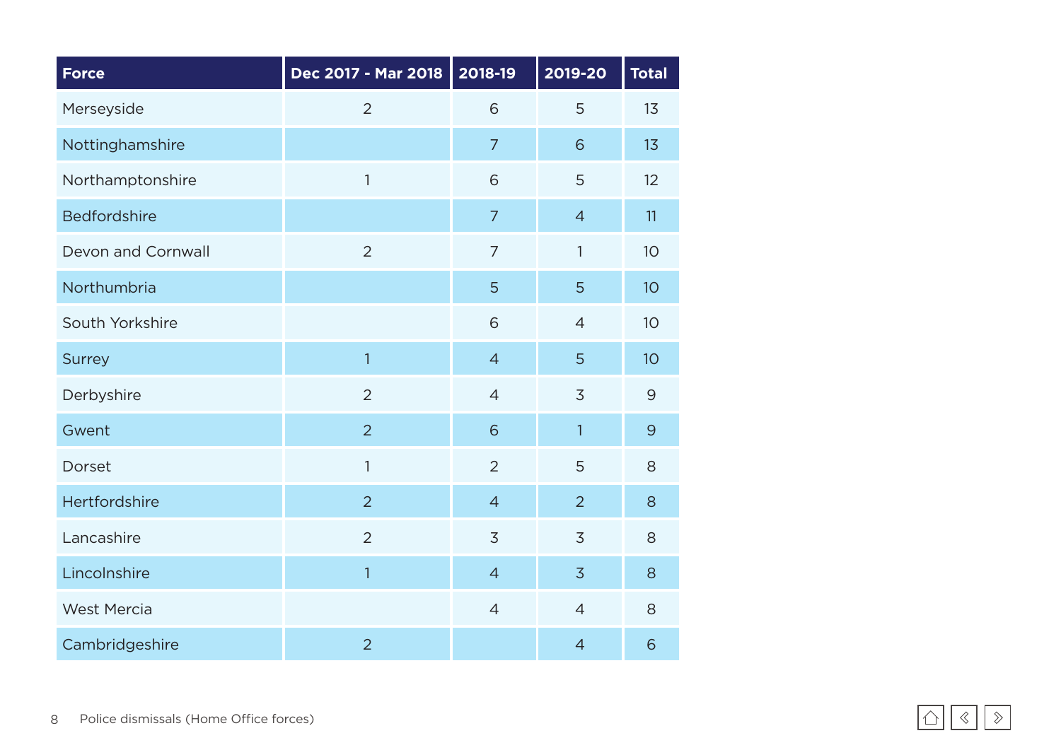| Force | Dec 2017 - Mar 2018 | 2018-19 | 2019-20 | Total |
|---|---|---|---|---|
| Merseyside | 2 | 6 | 5 | 13 |
| Nottinghamshire | | 7 | 6 | 13 |
| Northamptonshire | 1 | 6 | 5 | 12 |
| Bedfordshire | | 7 | 4 | 11 |
| Devon and Cornwall | 2 | 7 | 1 | 10 |
| Northumbria | | 5 | 5 | 10 |
| South Yorkshire | | 6 | 4 | 10 |
| Surrey | 1 | 4 | 5 | 10 |
| Derbyshire | 2 | 4 | 3 | 9 |
| Gwent | 2 | 6 | 1 | 9 |
| Dorset | 1 | 2 | 5 | 8 |
| Hertfordshire | 2 | 4 | 2 | 8 |
| Lancashire | 2 | 3 | 3 | 8 |
| Lincolnshire | 1 | 4 | 3 | 8 |
| West Mercia | | 4 | 4 | 8 |
| Cambridgeshire | 2 | | 4 | 6 |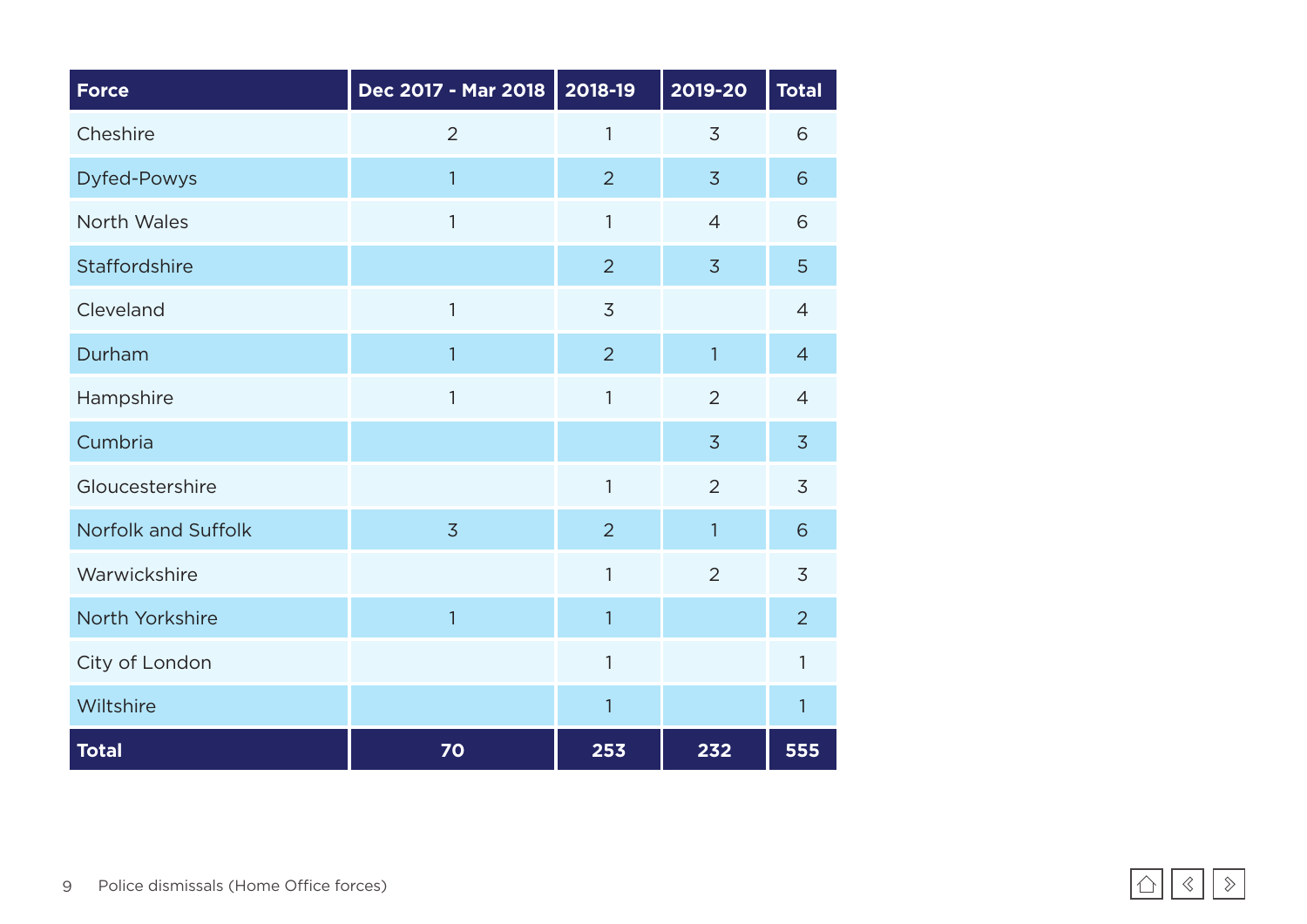| Force | Dec 2017 - Mar 2018 | 2018-19 | 2019-20 | Total |
|---|---|---|---|---|
| Cheshire | 2 | 1 | 3 | 6 |
| Dyfed-Powys | 1 | 2 | 3 | 6 |
| North Wales | 1 | 1 | 4 | 6 |
| Staffordshire | | 2 | 3 | 5 |
| Cleveland | 1 | 3 | | 4 |
| Durham | 1 | 2 | 1 | 4 |
| Hampshire | 1 | 1 | 2 | 4 |
| Cumbria | | | 3 | 3 |
| Gloucestershire | | 1 | 2 | 3 |
| Norfolk and Suffolk | 3 | 2 | 1 | 6 |
| Warwickshire | | 1 | 2 | 3 |
| North Yorkshire | 1 | 1 | | 2 |
| City of London | | 1 | | 1 |
| Wiltshire | | 1 | | 1 |
| **Total** | **70** | **253** | **232** | **555** |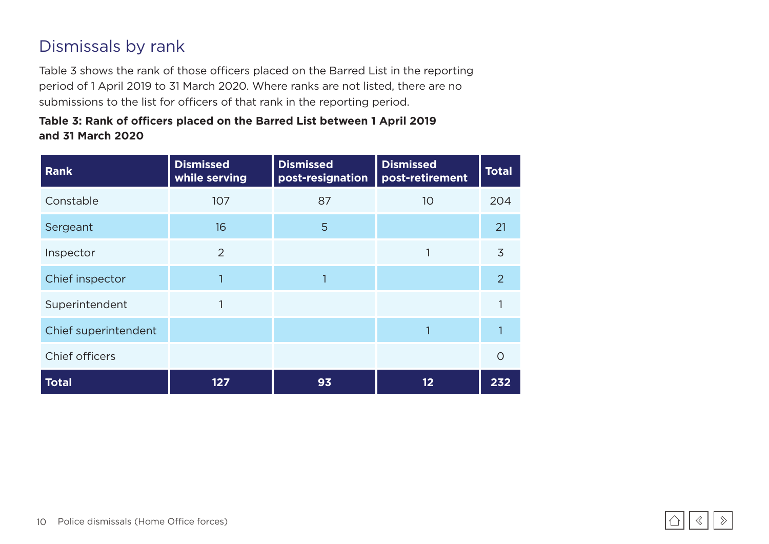## Dismissals by rank

Table 3 shows the rank of those officers placed on the Barred List in the reporting period of 1 April 2019 to 31 March 2020. Where ranks are not listed, there are no submissions to the list for officers of that rank in the reporting period.

**Table 3: Rank of officers placed on the Barred List between 1 April 2019 and 31 March 2020**

| Rank | Dismissed while serving | Dismissed post-resignation | Dismissed post-retirement | Total |
|---|---|---|---|---|
| Constable | 107 | 87 | 10 | 204 |
| Sergeant | 16 | 5 | | 21 |
| Inspector | 2 | | 1 | 3 |
| Chief inspector | 1 | 1 | | 2 |
| Superintendent | 1 | | | 1 |
| Chief superintendent | | | 1 | 1 |
| Chief officers | | | | 0 |
| **Total** | **127** | **93** | **12** | **232** |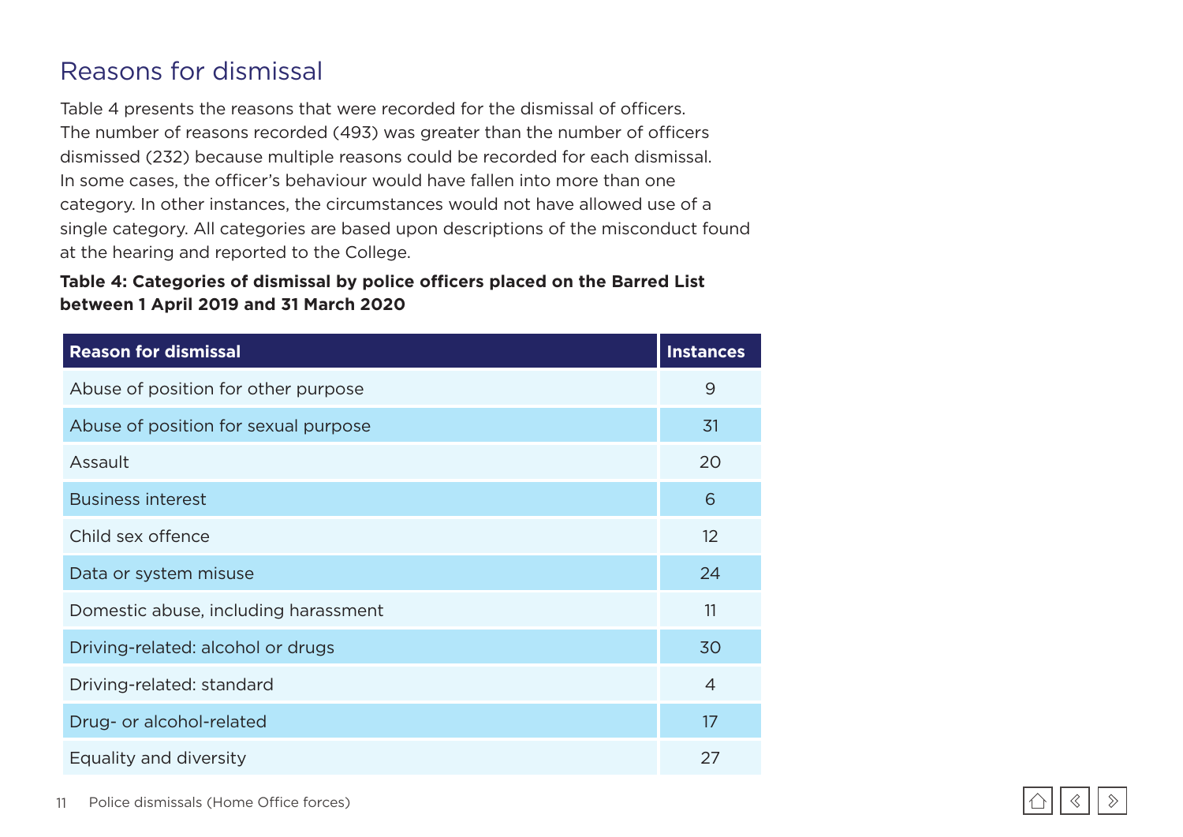## Reasons for dismissal

Table 4 presents the reasons that were recorded for the dismissal of officers. The number of reasons recorded (493) was greater than the number of officers dismissed (232) because multiple reasons could be recorded for each dismissal. In some cases, the officer's behaviour would have fallen into more than one category. In other instances, the circumstances would not have allowed use of a single category. All categories are based upon descriptions of the misconduct found at the hearing and reported to the College.

**Table 4: Categories of dismissal by police officers placed on the Barred List between 1 April 2019 and 31 March 2020**

| Reason for dismissal | Instances |
|---|---|
| Abuse of position for other purpose | 9 |
| Abuse of position for sexual purpose | 31 |
| Assault | 20 |
| Business interest | 6 |
| Child sex offence | 12 |
| Data or system misuse | 24 |
| Domestic abuse, including harassment | 11 |
| Driving-related: alcohol or drugs | 30 |
| Driving-related: standard | 4 |
| Drug- or alcohol-related | 17 |
| Equality and diversity | 27 |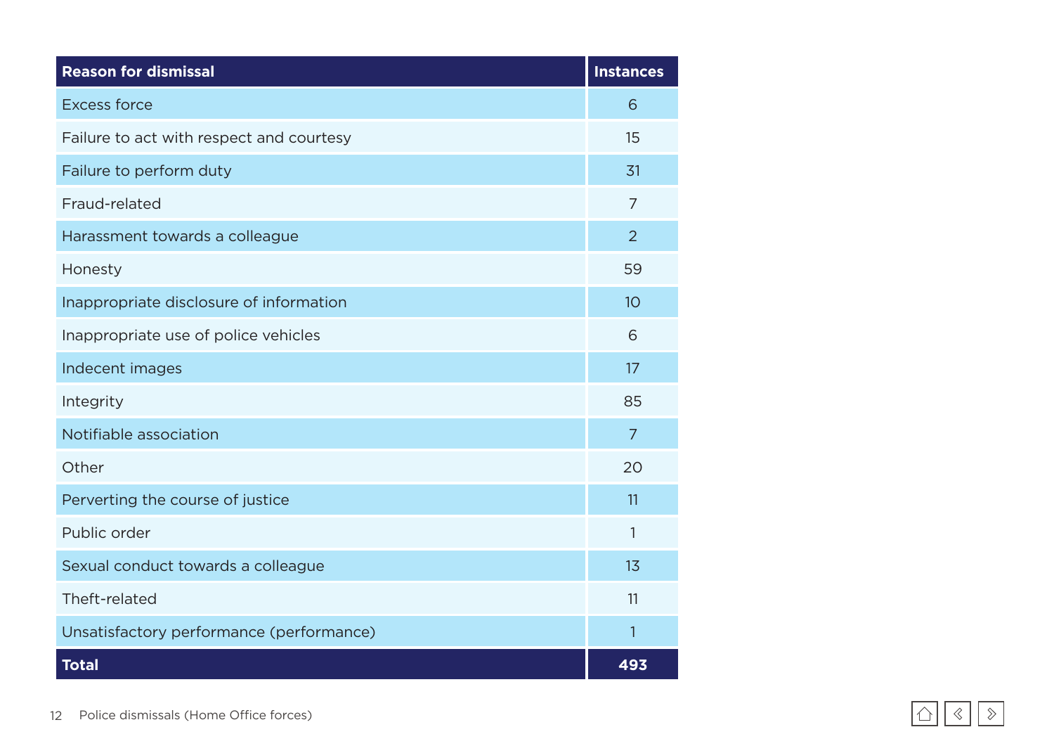| Reason for dismissal | Instances |
| --- | --- |
| Excess force | 6 |
| Failure to act with respect and courtesy | 15 |
| Failure to perform duty | 31 |
| Fraud-related | 7 |
| Harassment towards a colleague | 2 |
| Honesty | 59 |
| Inappropriate disclosure of information | 10 |
| Inappropriate use of police vehicles | 6 |
| Indecent images | 17 |
| Integrity | 85 |
| Notifiable association | 7 |
| Other | 20 |
| Perverting the course of justice | 11 |
| Public order | 1 |
| Sexual conduct towards a colleague | 13 |
| Theft-related | 11 |
| Unsatisfactory performance (performance) | 1 |
| **Total** | **493** |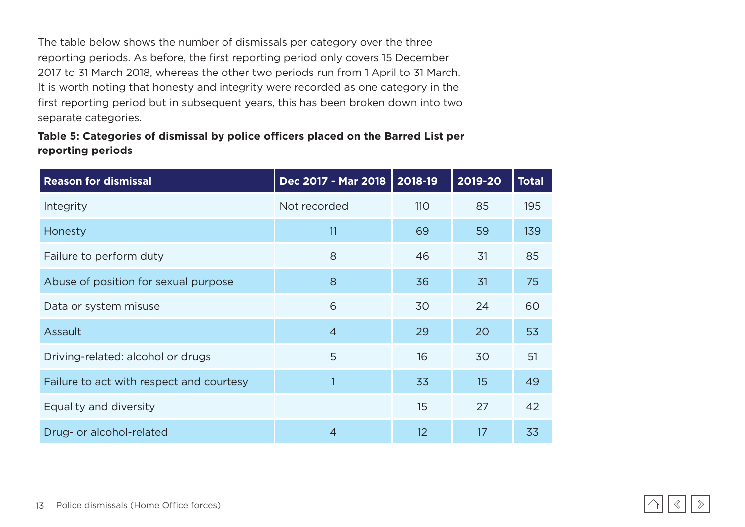The table below shows the number of dismissals per category over the three reporting periods. As before, the first reporting period only covers 15 December 2017 to 31 March 2018, whereas the other two periods run from 1 April to 31 March. It is worth noting that honesty and integrity were recorded as one category in the first reporting period but in subsequent years, this has been broken down into two separate categories.

**Table 5: Categories of dismissal by police officers placed on the Barred List per reporting periods**

| Reason for dismissal | Dec 2017 - Mar 2018 | 2018-19 | 2019-20 | Total |
|---|---|---|---|---|
| Integrity | Not recorded | 110 | 85 | 195 |
| Honesty | 11 | 69 | 59 | 139 |
| Failure to perform duty | 8 | 46 | 31 | 85 |
| Abuse of position for sexual purpose | 8 | 36 | 31 | 75 |
| Data or system misuse | 6 | 30 | 24 | 60 |
| Assault | 4 | 29 | 20 | 53 |
| Driving-related: alcohol or drugs | 5 | 16 | 30 | 51 |
| Failure to act with respect and courtesy | 1 | 33 | 15 | 49 |
| Equality and diversity | | 15 | 27 | 42 |
| Drug- or alcohol-related | 4 | 12 | 17 | 33 |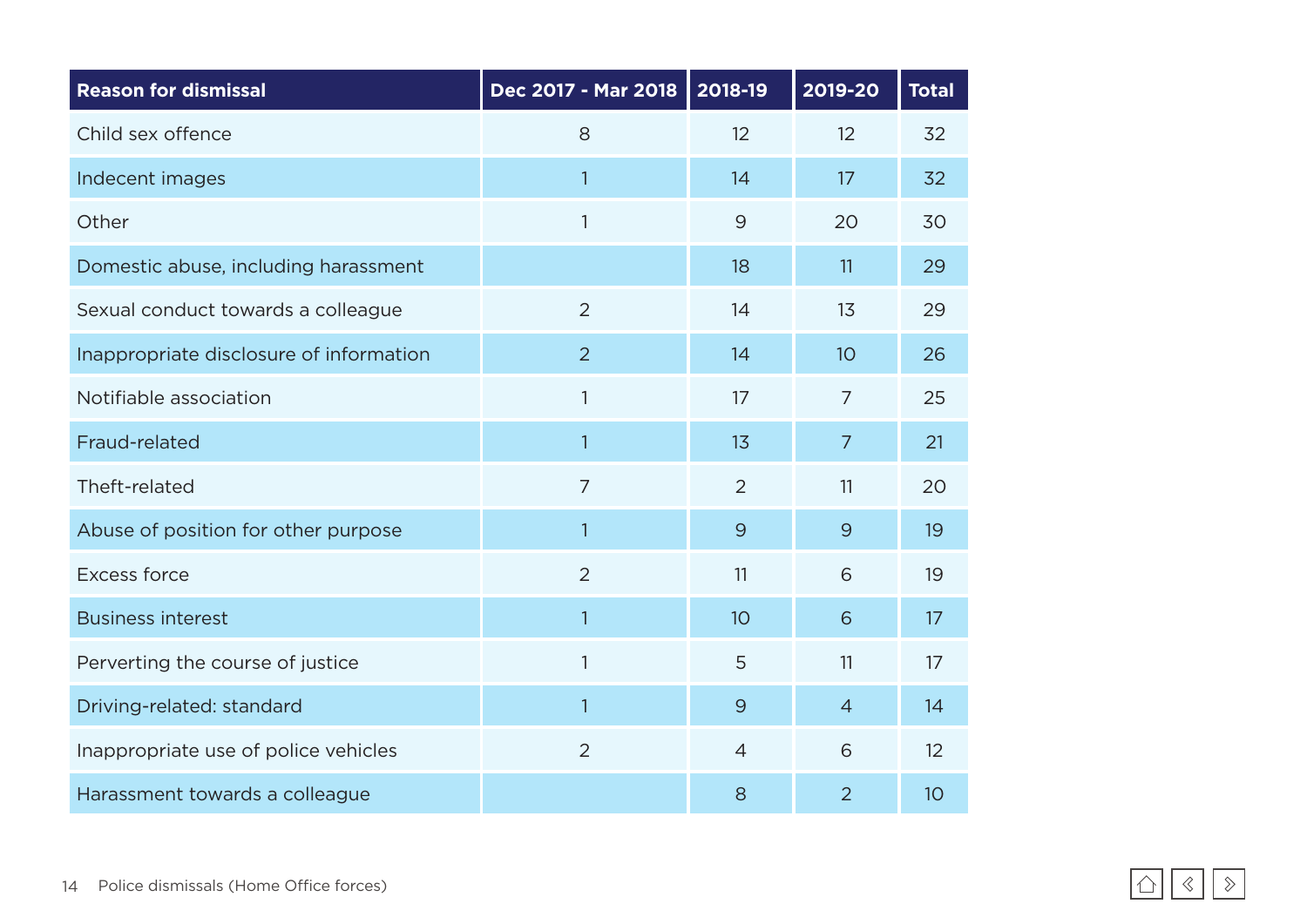| Reason for dismissal | Dec 2017 - Mar 2018 | 2018-19 | 2019-20 | Total |
|---|---|---|---|---|
| Child sex offence | 8 | 12 | 12 | 32 |
| Indecent images | 1 | 14 | 17 | 32 |
| Other | 1 | 9 | 20 | 30 |
| Domestic abuse, including harassment | | 18 | 11 | 29 |
| Sexual conduct towards a colleague | 2 | 14 | 13 | 29 |
| Inappropriate disclosure of information | 2 | 14 | 10 | 26 |
| Notifiable association | 1 | 17 | 7 | 25 |
| Fraud-related | 1 | 13 | 7 | 21 |
| Theft-related | 7 | 2 | 11 | 20 |
| Abuse of position for other purpose | 1 | 9 | 9 | 19 |
| Excess force | 2 | 11 | 6 | 19 |
| Business interest | 1 | 10 | 6 | 17 |
| Perverting the course of justice | 1 | 5 | 11 | 17 |
| Driving-related: standard | 1 | 9 | 4 | 14 |
| Inappropriate use of police vehicles | 2 | 4 | 6 | 12 |
| Harassment towards a colleague | | 8 | 2 | 10 |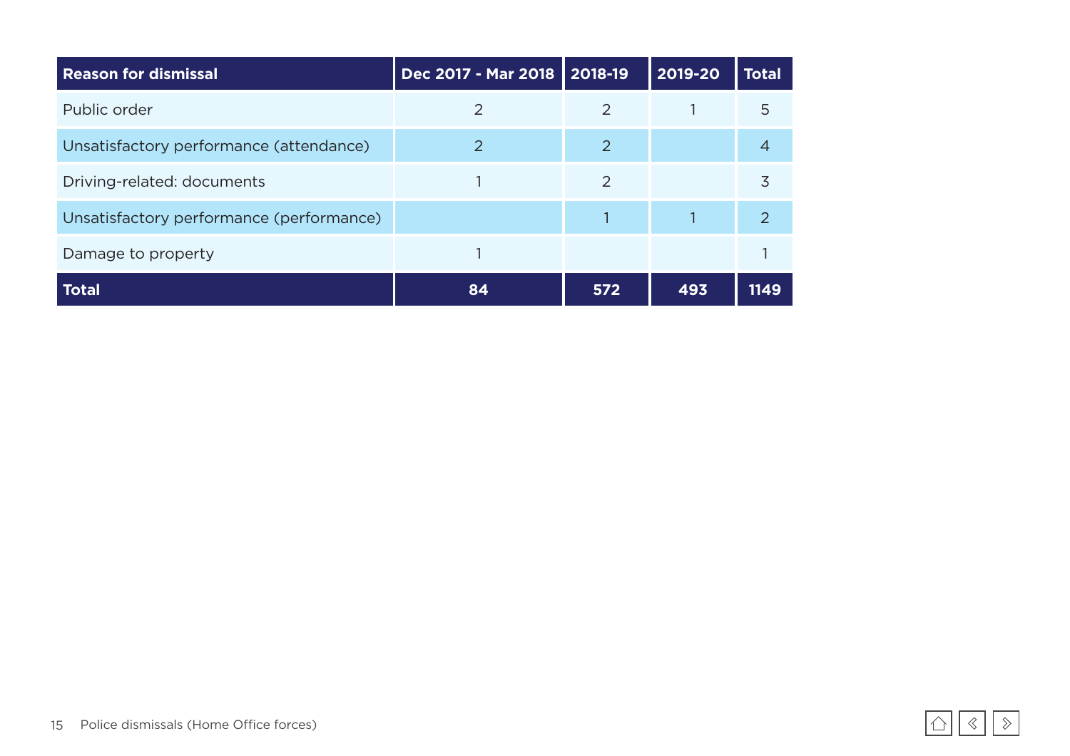| Reason for dismissal | Dec 2017 - Mar 2018 | 2018-19 | 2019-20 | Total |
|---|---|---|---|---|
| Public order | 2 | 2 | 1 | 5 |
| Unsatisfactory performance (attendance) | 2 | 2 | | 4 |
| Driving-related: documents | 1 | 2 | | 3 |
| Unsatisfactory performance (performance) | | 1 | 1 | 2 |
| Damage to property | 1 | | | 1 |
| **Total** | **84** | **572** | **493** | **1149** |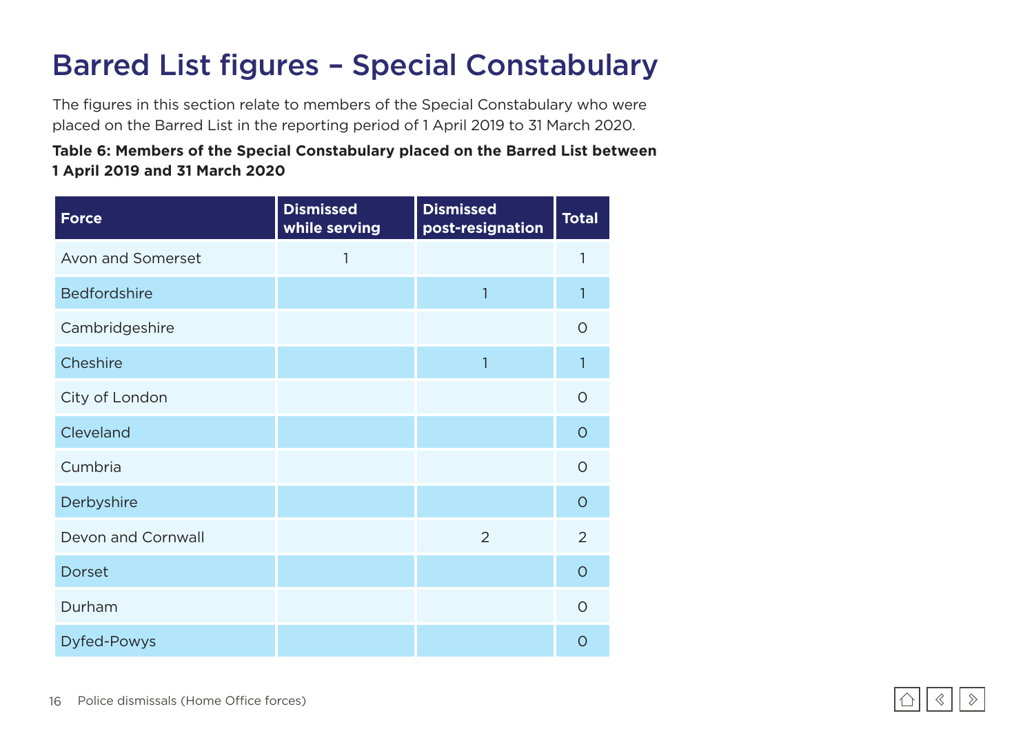# Barred List figures – Special Constabulary

The figures in this section relate to members of the Special Constabulary who were placed on the Barred List in the reporting period of 1 April 2019 to 31 March 2020.

**Table 6: Members of the Special Constabulary placed on the Barred List between 1 April 2019 and 31 March 2020**

| Force | Dismissed while serving | Dismissed post-resignation | Total |
|---|---|---|---|
| Avon and Somerset | 1 | | 1 |
| Bedfordshire | | 1 | 1 |
| Cambridgeshire | | | 0 |
| Cheshire | | 1 | 1 |
| City of London | | | 0 |
| Cleveland | | | 0 |
| Cumbria | | | 0 |
| Derbyshire | | | 0 |
| Devon and Cornwall | | 2 | 2 |
| Dorset | | | 0 |
| Durham | | | 0 |
| Dyfed-Powys | | | 0 |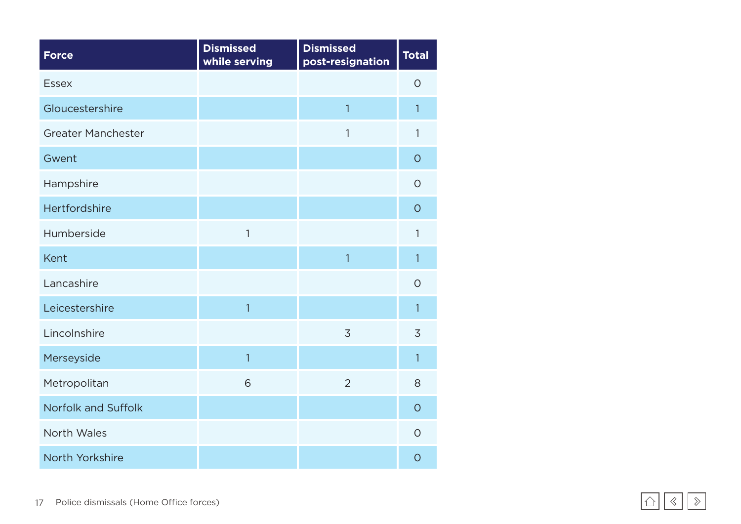| Force | Dismissed while serving | Dismissed post-resignation | Total |
|---|---|---|---|
| Essex | | | 0 |
| Gloucestershire | | 1 | 1 |
| Greater Manchester | | 1 | 1 |
| Gwent | | | 0 |
| Hampshire | | | 0 |
| Hertfordshire | | | 0 |
| Humberside | 1 | | 1 |
| Kent | | 1 | 1 |
| Lancashire | | | 0 |
| Leicestershire | 1 | | 1 |
| Lincolnshire | | 3 | 3 |
| Merseyside | 1 | | 1 |
| Metropolitan | 6 | 2 | 8 |
| Norfolk and Suffolk | | | 0 |
| North Wales | | | 0 |
| North Yorkshire | | | 0 |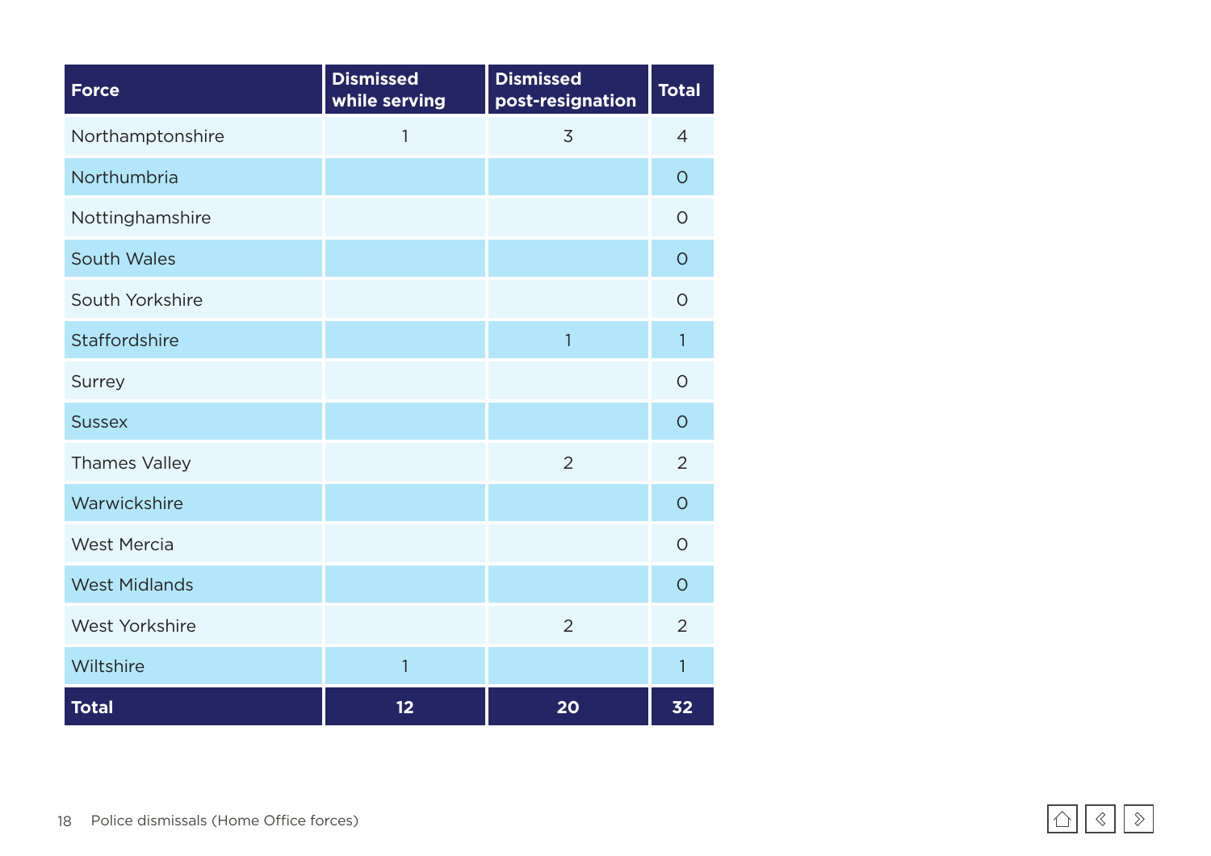| Force | Dismissed while serving | Dismissed post-resignation | Total |
|---|---|---|---|
| Northamptonshire | 1 | 3 | 4 |
| Northumbria | | | 0 |
| Nottinghamshire | | | 0 |
| South Wales | | | 0 |
| South Yorkshire | | | 0 |
| Staffordshire | | 1 | 1 |
| Surrey | | | 0 |
| Sussex | | | 0 |
| Thames Valley | | 2 | 2 |
| Warwickshire | | | 0 |
| West Mercia | | | 0 |
| West Midlands | | | 0 |
| West Yorkshire | | 2 | 2 |
| Wiltshire | 1 | | 1 |
| **Total** | **12** | **20** | **32** |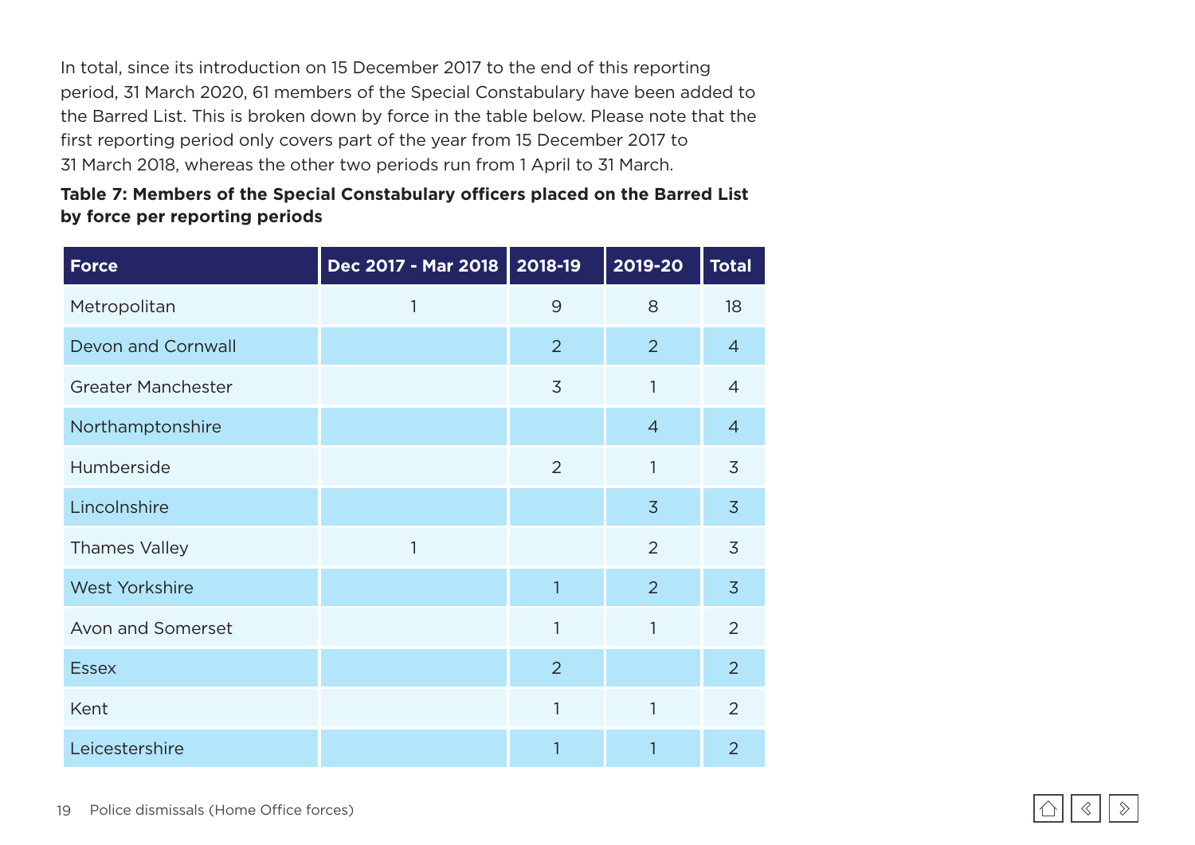In total, since its introduction on 15 December 2017 to the end of this reporting period, 31 March 2020, 61 members of the Special Constabulary have been added to the Barred List. This is broken down by force in the table below. Please note that the first reporting period only covers part of the year from 15 December 2017 to 31 March 2018, whereas the other two periods run from 1 April to 31 March.

**Table 7: Members of the Special Constabulary officers placed on the Barred List by force per reporting periods**

| Force | Dec 2017 - Mar 2018 | 2018-19 | 2019-20 | Total |
|---|---|---|---|---|
| Metropolitan | 1 | 9 | 8 | 18 |
| Devon and Cornwall | | 2 | 2 | 4 |
| Greater Manchester | | 3 | 1 | 4 |
| Northamptonshire | | | 4 | 4 |
| Humberside | | 2 | 1 | 3 |
| Lincolnshire | | | 3 | 3 |
| Thames Valley | 1 | | 2 | 3 |
| West Yorkshire | | 1 | 2 | 3 |
| Avon and Somerset | | 1 | 1 | 2 |
| Essex | | 2 | | 2 |
| Kent | | 1 | 1 | 2 |
| Leicestershire | | 1 | 1 | 2 |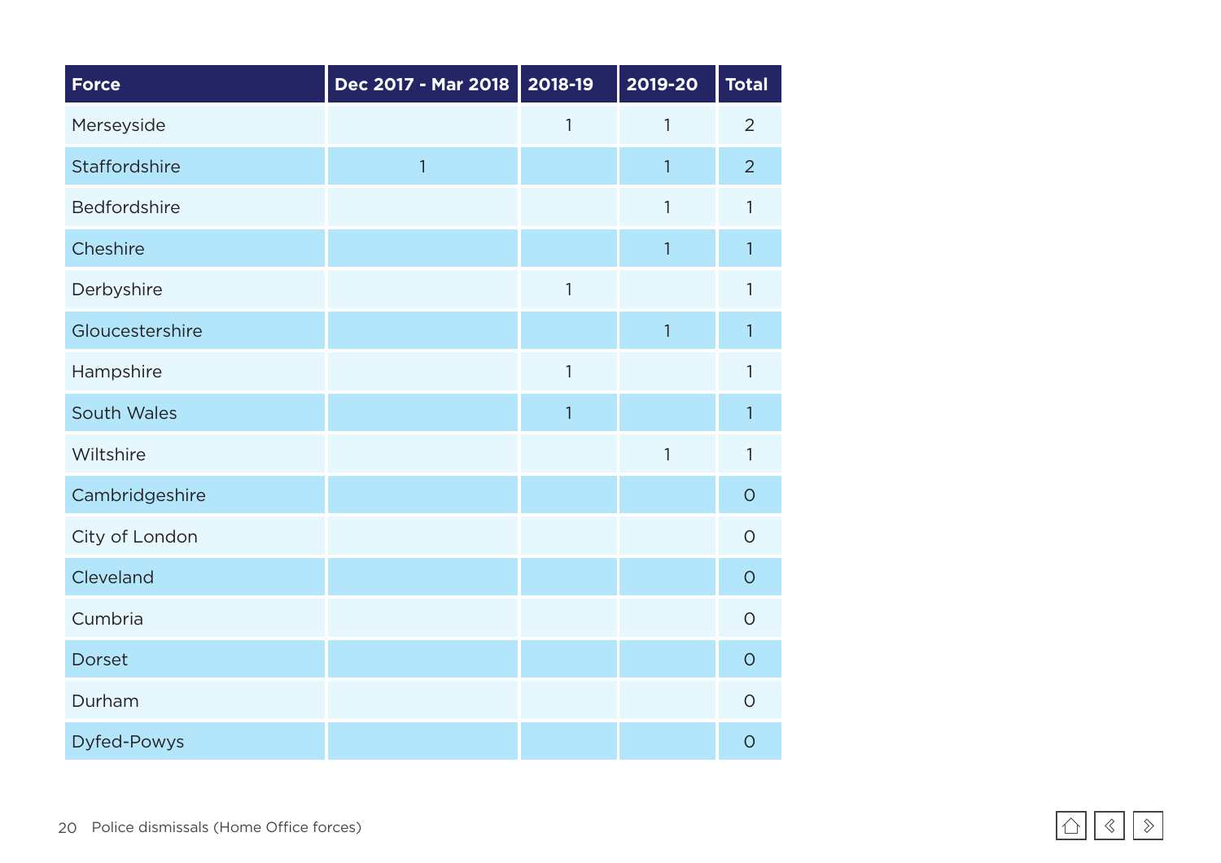| Force | Dec 2017 - Mar 2018 | 2018-19 | 2019-20 | Total |
|---|---|---|---|---|
| Merseyside | | 1 | 1 | 2 |
| Staffordshire | 1 | | 1 | 2 |
| Bedfordshire | | | 1 | 1 |
| Cheshire | | | 1 | 1 |
| Derbyshire | | 1 | | 1 |
| Gloucestershire | | | 1 | 1 |
| Hampshire | | 1 | | 1 |
| South Wales | | 1 | | 1 |
| Wiltshire | | | 1 | 1 |
| Cambridgeshire | | | | 0 |
| City of London | | | | 0 |
| Cleveland | | | | 0 |
| Cumbria | | | | 0 |
| Dorset | | | | 0 |
| Durham | | | | 0 |
| Dyfed-Powys | | | | 0 |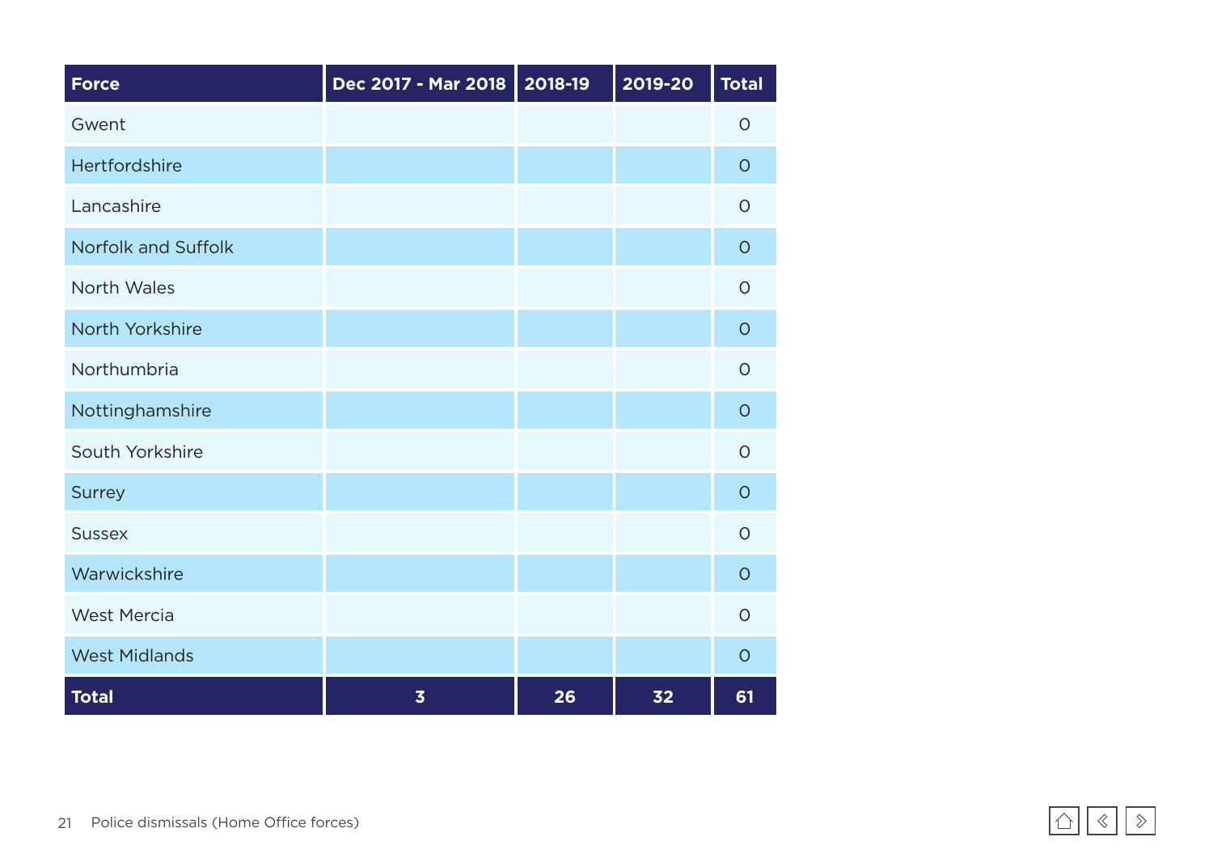| Force | Dec 2017 - Mar 2018 | 2018-19 | 2019-20 | Total |
|---|---|---|---|---|
| Gwent | | | | 0 |
| Hertfordshire | | | | 0 |
| Lancashire | | | | 0 |
| Norfolk and Suffolk | | | | 0 |
| North Wales | | | | 0 |
| North Yorkshire | | | | 0 |
| Northumbria | | | | 0 |
| Nottinghamshire | | | | 0 |
| South Yorkshire | | | | 0 |
| Surrey | | | | 0 |
| Sussex | | | | 0 |
| Warwickshire | | | | 0 |
| West Mercia | | | | 0 |
| West Midlands | | | | 0 |
| **Total** | **3** | **26** | **32** | **61** |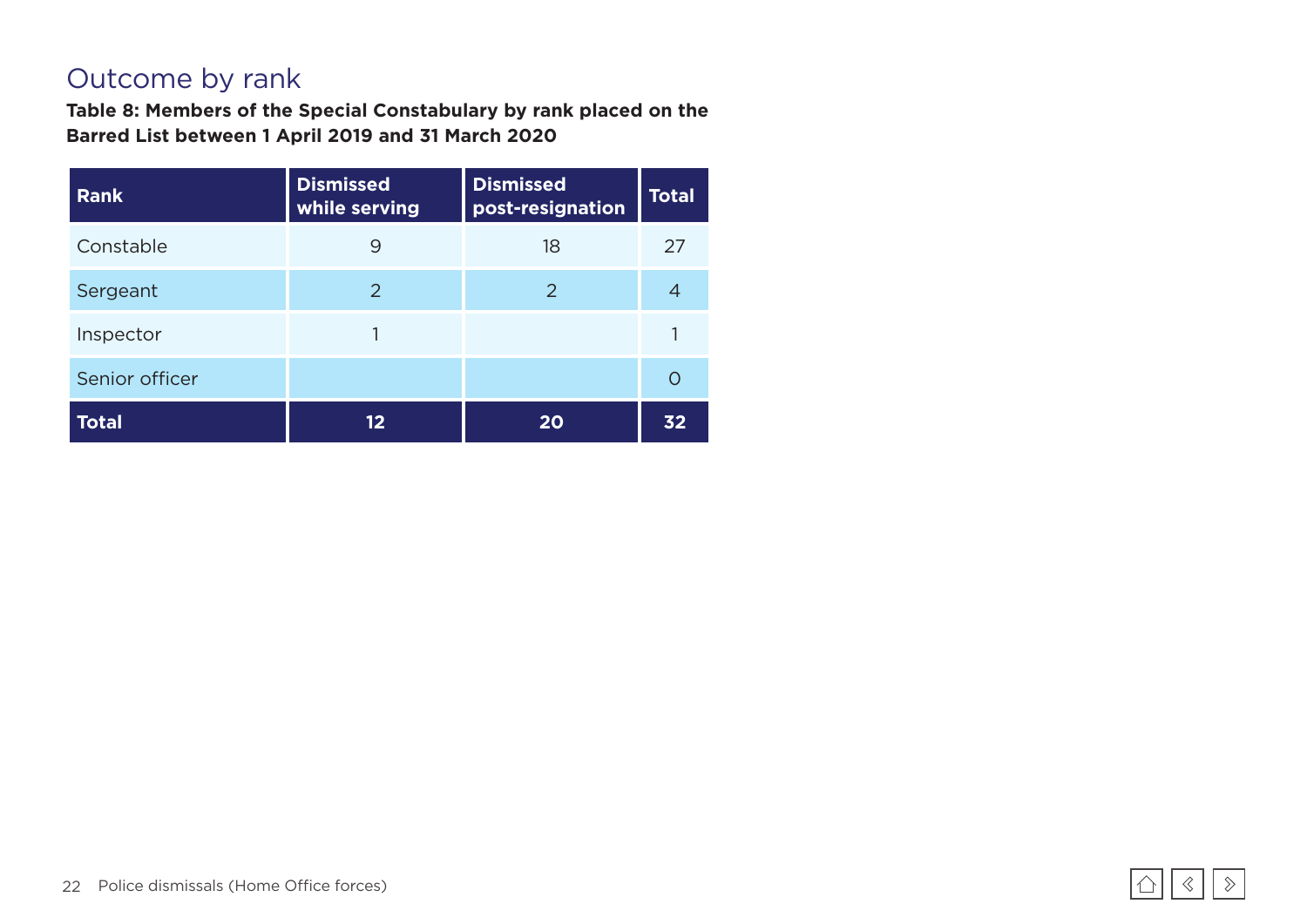## Outcome by rank

**Table 8: Members of the Special Constabulary by rank placed on the Barred List between 1 April 2019 and 31 March 2020**

| Rank | Dismissed while serving | Dismissed post-resignation | Total |
|---|---|---|---|
| Constable | 9 | 18 | 27 |
| Sergeant | 2 | 2 | 4 |
| Inspector | 1 | | 1 |
| Senior officer | | | 0 |
| **Total** | **12** | **20** | **32** |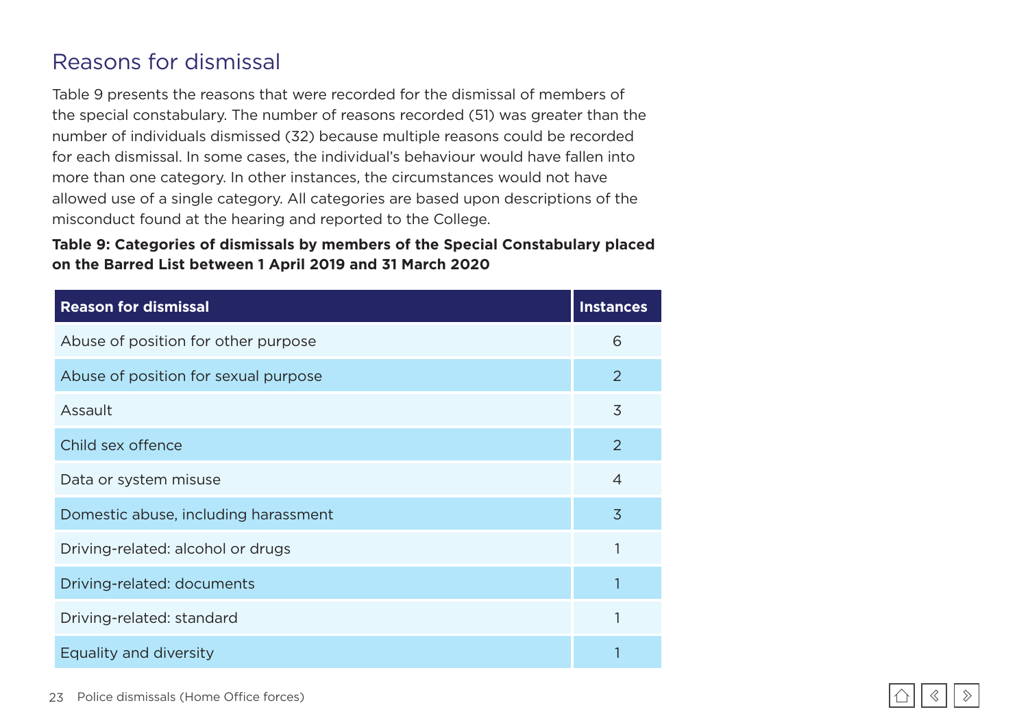## Reasons for dismissal

Table 9 presents the reasons that were recorded for the dismissal of members of the special constabulary. The number of reasons recorded (51) was greater than the number of individuals dismissed (32) because multiple reasons could be recorded for each dismissal. In some cases, the individual's behaviour would have fallen into more than one category. In other instances, the circumstances would not have allowed use of a single category. All categories are based upon descriptions of the misconduct found at the hearing and reported to the College.

**Table 9: Categories of dismissals by members of the Special Constabulary placed on the Barred List between 1 April 2019 and 31 March 2020**

| Reason for dismissal | Instances |
|---|---|
| Abuse of position for other purpose | 6 |
| Abuse of position for sexual purpose | 2 |
| Assault | 3 |
| Child sex offence | 2 |
| Data or system misuse | 4 |
| Domestic abuse, including harassment | 3 |
| Driving-related: alcohol or drugs | 1 |
| Driving-related: documents | 1 |
| Driving-related: standard | 1 |
| Equality and diversity | 1 |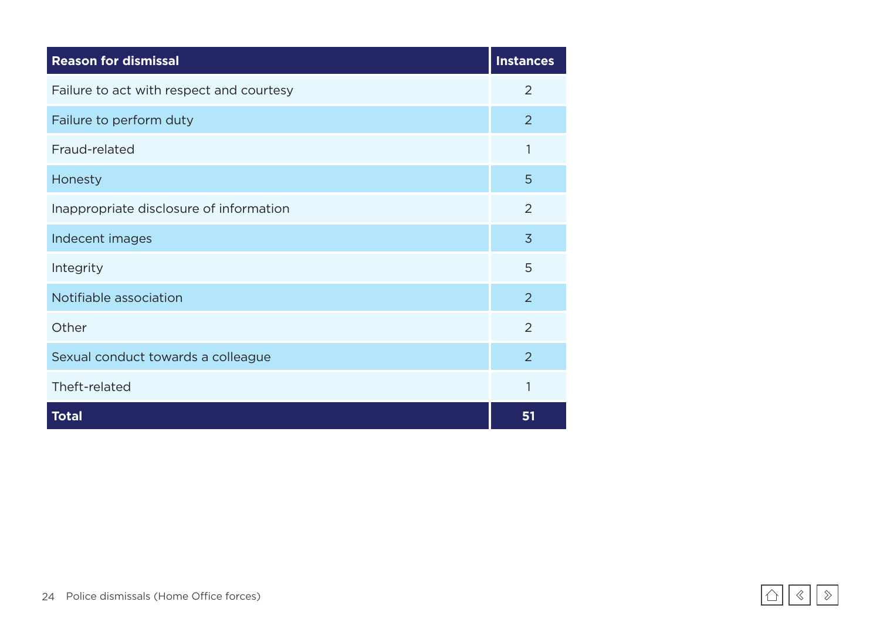| Reason for dismissal | Instances |
|---|---|
| Failure to act with respect and courtesy | 2 |
| Failure to perform duty | 2 |
| Fraud-related | 1 |
| Honesty | 5 |
| Inappropriate disclosure of information | 2 |
| Indecent images | 3 |
| Integrity | 5 |
| Notifiable association | 2 |
| Other | 2 |
| Sexual conduct towards a colleague | 2 |
| Theft-related | 1 |
| **Total** | **51** |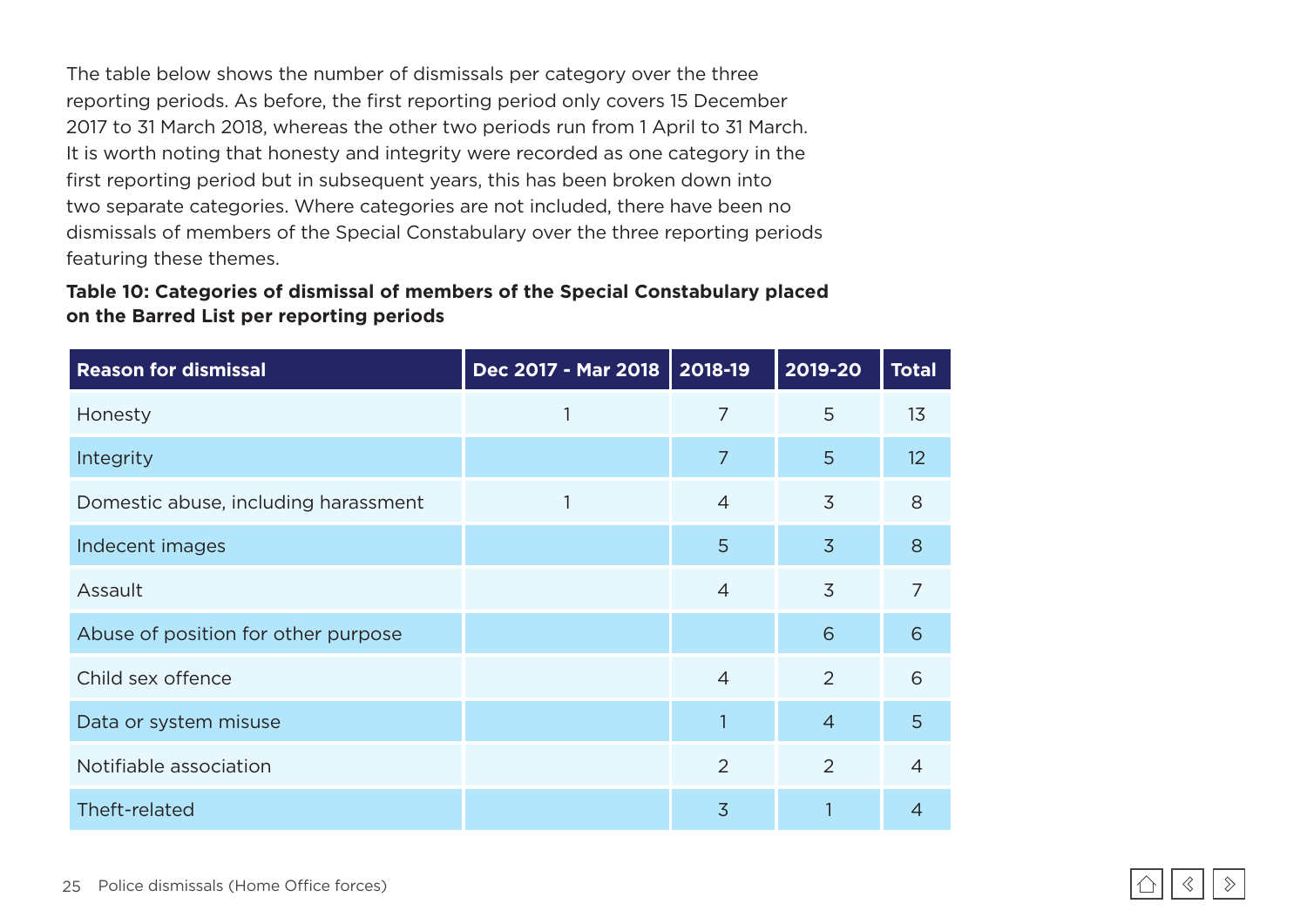The table below shows the number of dismissals per category over the three reporting periods. As before, the first reporting period only covers 15 December 2017 to 31 March 2018, whereas the other two periods run from 1 April to 31 March. It is worth noting that honesty and integrity were recorded as one category in the first reporting period but in subsequent years, this has been broken down into two separate categories. Where categories are not included, there have been no dismissals of members of the Special Constabulary over the three reporting periods featuring these themes.

**Table 10: Categories of dismissal of members of the Special Constabulary placed on the Barred List per reporting periods**

| Reason for dismissal | Dec 2017 - Mar 2018 | 2018-19 | 2019-20 | Total |
|---|---|---|---|---|
| Honesty | 1 | 7 | 5 | 13 |
| Integrity | | 7 | 5 | 12 |
| Domestic abuse, including harassment | 1 | 4 | 3 | 8 |
| Indecent images | | 5 | 3 | 8 |
| Assault | | 4 | 3 | 7 |
| Abuse of position for other purpose | | | 6 | 6 |
| Child sex offence | | 4 | 2 | 6 |
| Data or system misuse | | 1 | 4 | 5 |
| Notifiable association | | 2 | 2 | 4 |
| Theft-related | | 3 | 1 | 4 |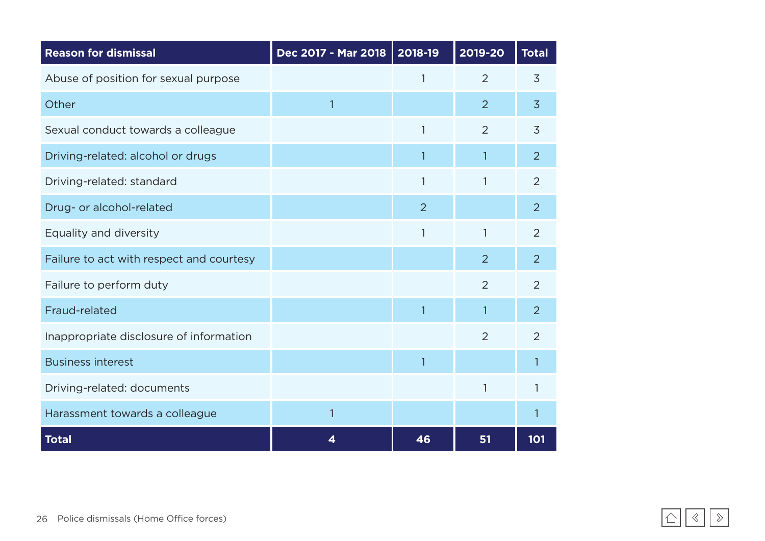| Reason for dismissal | Dec 2017 - Mar 2018 | 2018-19 | 2019-20 | Total |
|---|---|---|---|---|
| Abuse of position for sexual purpose | | 1 | 2 | 3 |
| Other | 1 | | 2 | 3 |
| Sexual conduct towards a colleague | | 1 | 2 | 3 |
| Driving-related: alcohol or drugs | | 1 | 1 | 2 |
| Driving-related: standard | | 1 | 1 | 2 |
| Drug- or alcohol-related | | 2 | | 2 |
| Equality and diversity | | 1 | 1 | 2 |
| Failure to act with respect and courtesy | | | 2 | 2 |
| Failure to perform duty | | | 2 | 2 |
| Fraud-related | | 1 | 1 | 2 |
| Inappropriate disclosure of information | | | 2 | 2 |
| Business interest | | 1 | | 1 |
| Driving-related: documents | | | 1 | 1 |
| Harassment towards a colleague | 1 | | | 1 |
| **Total** | **4** | **46** | **51** | **101** |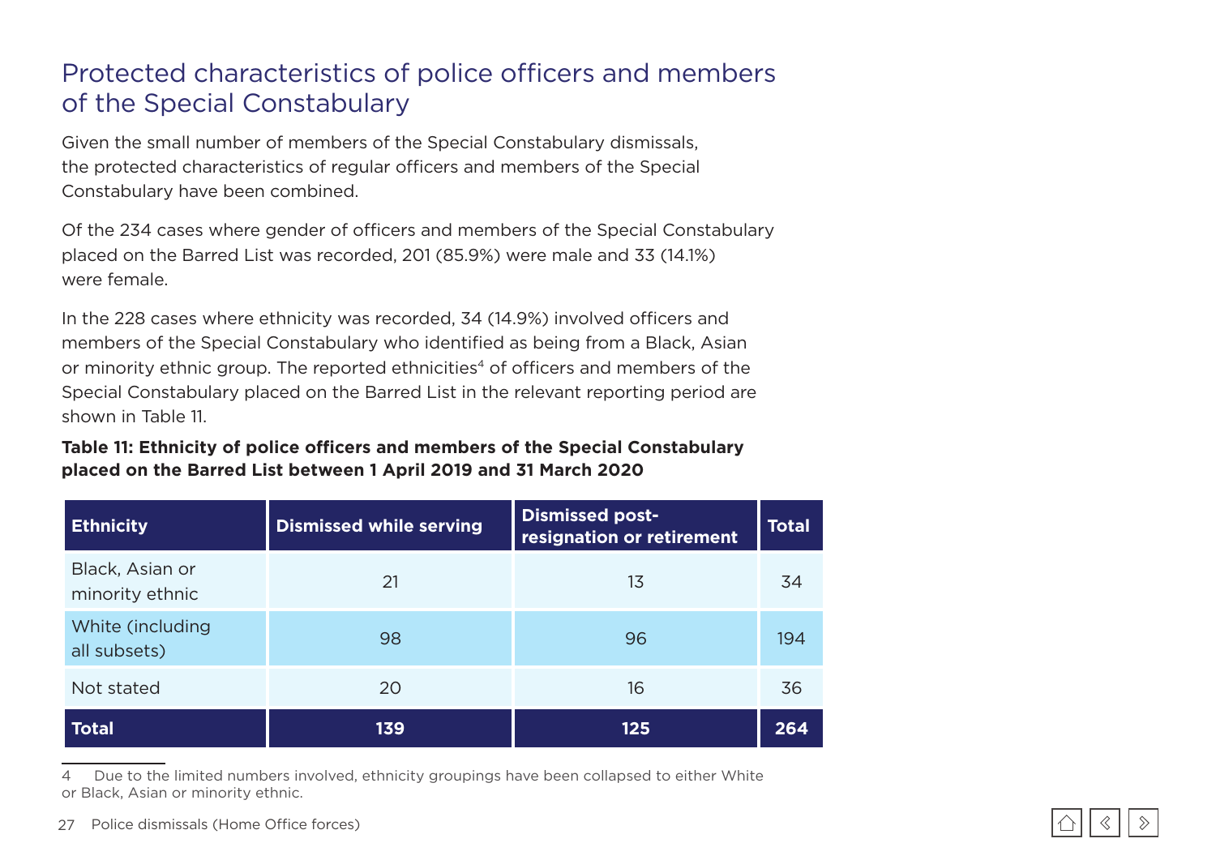## Protected characteristics of police officers and members of the Special Constabulary

Given the small number of members of the Special Constabulary dismissals, the protected characteristics of regular officers and members of the Special Constabulary have been combined.

Of the 234 cases where gender of officers and members of the Special Constabulary placed on the Barred List was recorded, 201 (85.9%) were male and 33 (14.1%) were female.

In the 228 cases where ethnicity was recorded, 34 (14.9%) involved officers and members of the Special Constabulary who identified as being from a Black, Asian or minority ethnic group. The reported ethnicities[4] of officers and members of the Special Constabulary placed on the Barred List in the relevant reporting period are shown in Table 11.

**Table 11: Ethnicity of police officers and members of the Special Constabulary placed on the Barred List between 1 April 2019 and 31 March 2020**

| Ethnicity | Dismissed while serving | Dismissed post-resignation or retirement | Total |
|---|---|---|---|
| Black, Asian or minority ethnic | 21 | 13 | 34 |
| White (including all subsets) | 98 | 96 | 194 |
| Not stated | 20 | 16 | 36 |
| **Total** | **139** | **125** | **264** |

4 Due to the limited numbers involved, ethnicity groupings have been collapsed to either White or Black, Asian or minority ethnic.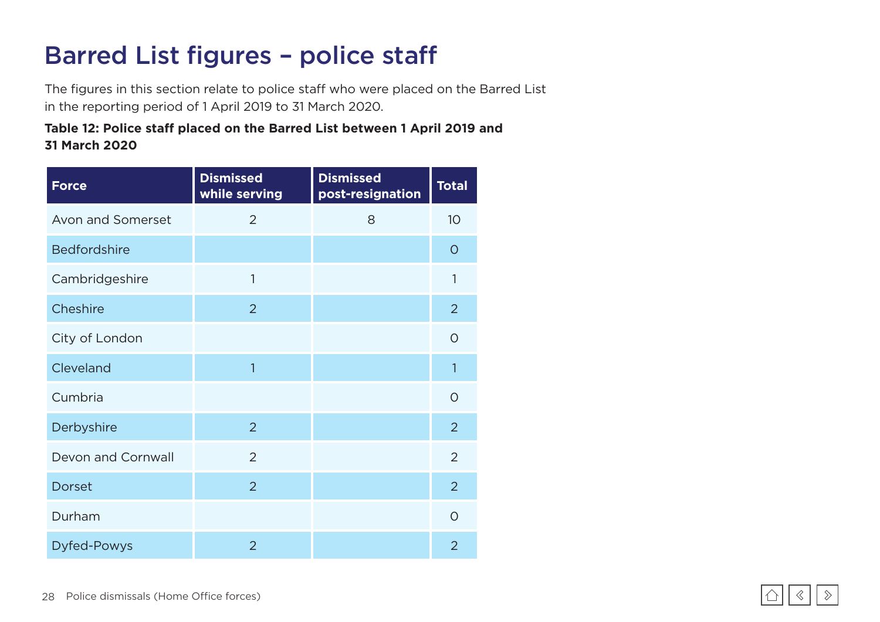# Barred List figures – police staff

The figures in this section relate to police staff who were placed on the Barred List in the reporting period of 1 April 2019 to 31 March 2020.

**Table 12: Police staff placed on the Barred List between 1 April 2019 and 31 March 2020**

| Force | Dismissed while serving | Dismissed post-resignation | Total |
|---|---|---|---|
| Avon and Somerset | 2 | 8 | 10 |
| Bedfordshire | | | 0 |
| Cambridgeshire | 1 | | 1 |
| Cheshire | 2 | | 2 |
| City of London | | | 0 |
| Cleveland | 1 | | 1 |
| Cumbria | | | 0 |
| Derbyshire | 2 | | 2 |
| Devon and Cornwall | 2 | | 2 |
| Dorset | 2 | | 2 |
| Durham | | | 0 |
| Dyfed-Powys | 2 | | 2 |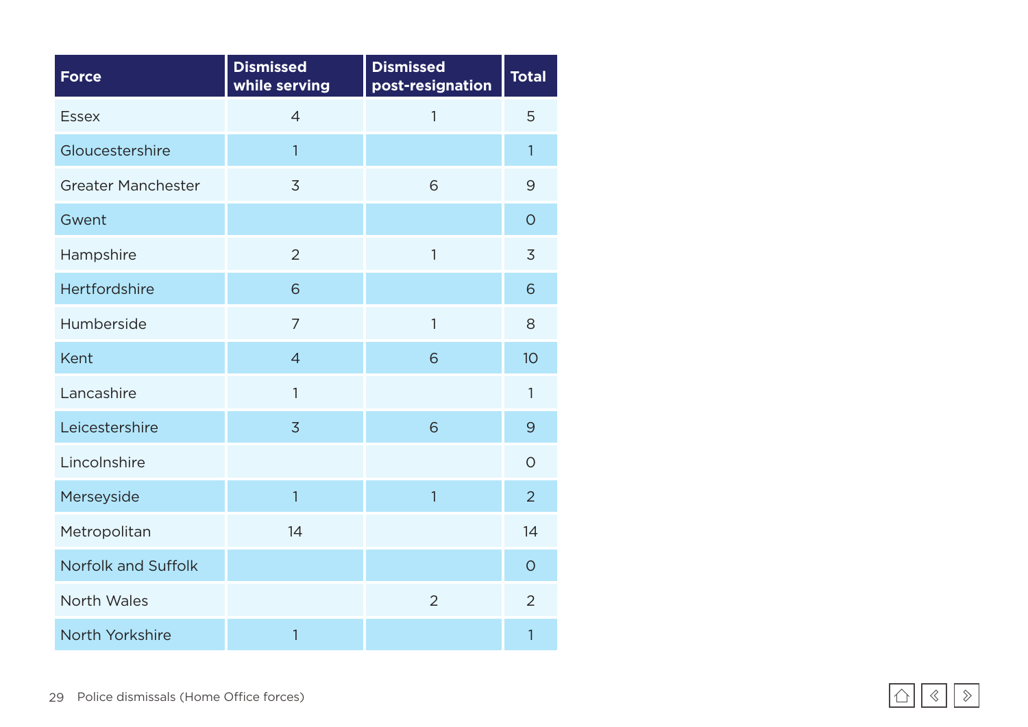| Force | Dismissed while serving | Dismissed post-resignation | Total |
|---|---|---|---|
| Essex | 4 | 1 | 5 |
| Gloucestershire | 1 | | 1 |
| Greater Manchester | 3 | 6 | 9 |
| Gwent | | | 0 |
| Hampshire | 2 | 1 | 3 |
| Hertfordshire | 6 | | 6 |
| Humberside | 7 | 1 | 8 |
| Kent | 4 | 6 | 10 |
| Lancashire | 1 | | 1 |
| Leicestershire | 3 | 6 | 9 |
| Lincolnshire | | | 0 |
| Merseyside | 1 | 1 | 2 |
| Metropolitan | 14 | | 14 |
| Norfolk and Suffolk | | | 0 |
| North Wales | | 2 | 2 |
| North Yorkshire | 1 | | 1 |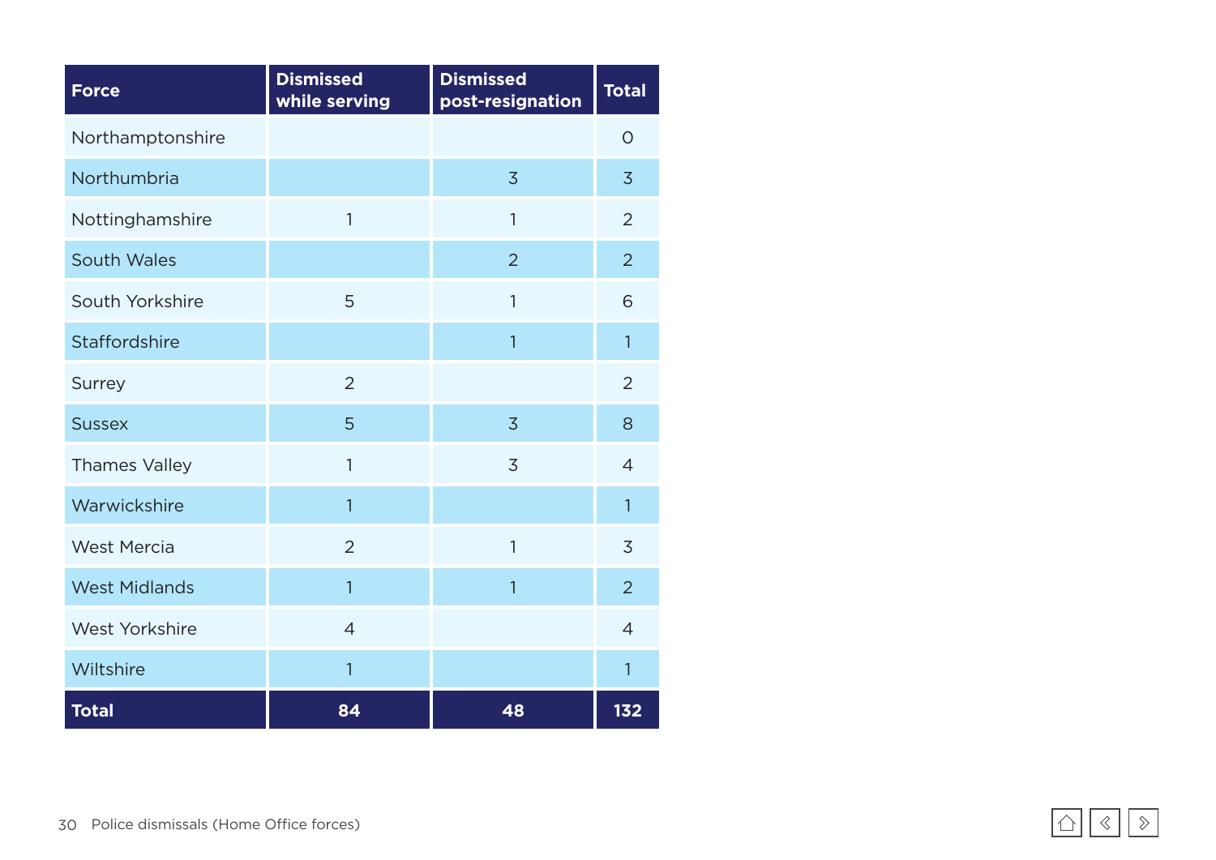| Force | Dismissed while serving | Dismissed post-resignation | Total |
|---|---|---|---|
| Northamptonshire | | | 0 |
| Northumbria | | 3 | 3 |
| Nottinghamshire | 1 | 1 | 2 |
| South Wales | | 2 | 2 |
| South Yorkshire | 5 | 1 | 6 |
| Staffordshire | | 1 | 1 |
| Surrey | 2 | | 2 |
| Sussex | 5 | 3 | 8 |
| Thames Valley | 1 | 3 | 4 |
| Warwickshire | 1 | | 1 |
| West Mercia | 2 | 1 | 3 |
| West Midlands | 1 | 1 | 2 |
| West Yorkshire | 4 | | 4 |
| Wiltshire | 1 | | 1 |
| **Total** | **84** | **48** | **132** |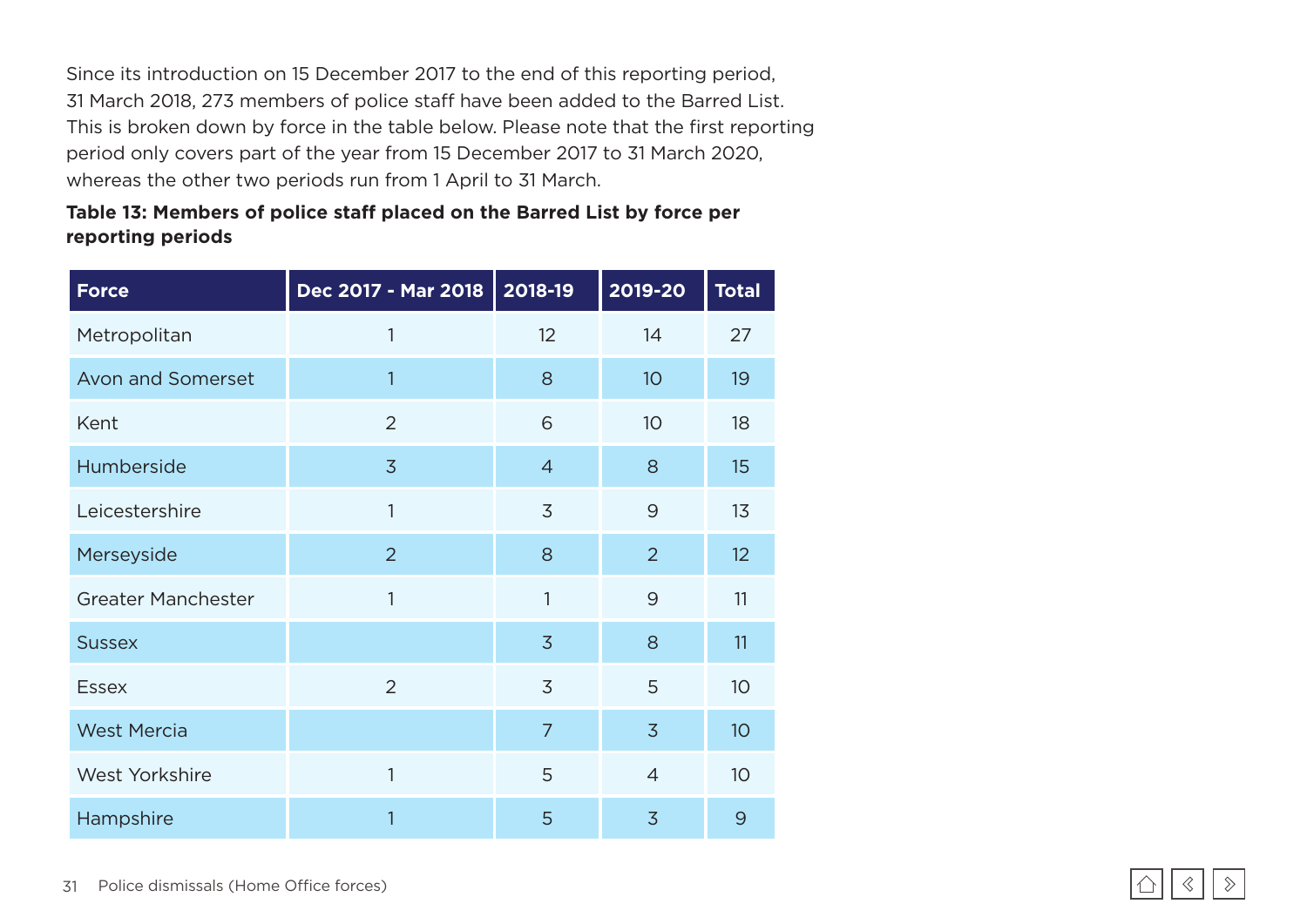Since its introduction on 15 December 2017 to the end of this reporting period, 31 March 2018, 273 members of police staff have been added to the Barred List. This is broken down by force in the table below. Please note that the first reporting period only covers part of the year from 15 December 2017 to 31 March 2020, whereas the other two periods run from 1 April to 31 March.

**Table 13: Members of police staff placed on the Barred List by force per reporting periods**

| Force | Dec 2017 - Mar 2018 | 2018-19 | 2019-20 | Total |
|---|---|---|---|---|
| Metropolitan | 1 | 12 | 14 | 27 |
| Avon and Somerset | 1 | 8 | 10 | 19 |
| Kent | 2 | 6 | 10 | 18 |
| Humberside | 3 | 4 | 8 | 15 |
| Leicestershire | 1 | 3 | 9 | 13 |
| Merseyside | 2 | 8 | 2 | 12 |
| Greater Manchester | 1 | 1 | 9 | 11 |
| Sussex | | 3 | 8 | 11 |
| Essex | 2 | 3 | 5 | 10 |
| West Mercia | | 7 | 3 | 10 |
| West Yorkshire | 1 | 5 | 4 | 10 |
| Hampshire | 1 | 5 | 3 | 9 |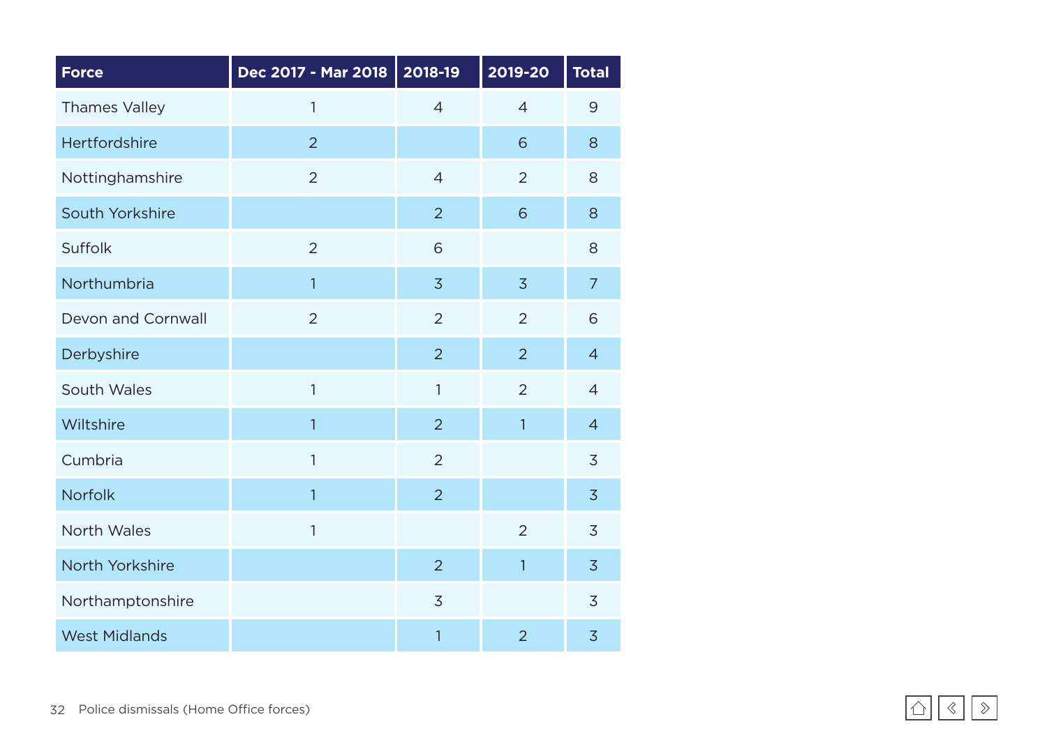| Force | Dec 2017 - Mar 2018 | 2018-19 | 2019-20 | Total |
| --- | --- | --- | --- | --- |
| Thames Valley | 1 | 4 | 4 | 9 |
| Hertfordshire | 2 | | 6 | 8 |
| Nottinghamshire | 2 | 4 | 2 | 8 |
| South Yorkshire | | 2 | 6 | 8 |
| Suffolk | 2 | 6 | | 8 |
| Northumbria | 1 | 3 | 3 | 7 |
| Devon and Cornwall | 2 | 2 | 2 | 6 |
| Derbyshire | | 2 | 2 | 4 |
| South Wales | 1 | 1 | 2 | 4 |
| Wiltshire | 1 | 2 | 1 | 4 |
| Cumbria | 1 | 2 | | 3 |
| Norfolk | 1 | 2 | | 3 |
| North Wales | 1 | | 2 | 3 |
| North Yorkshire | | 2 | 1 | 3 |
| Northamptonshire | | 3 | | 3 |
| West Midlands | | 1 | 2 | 3 |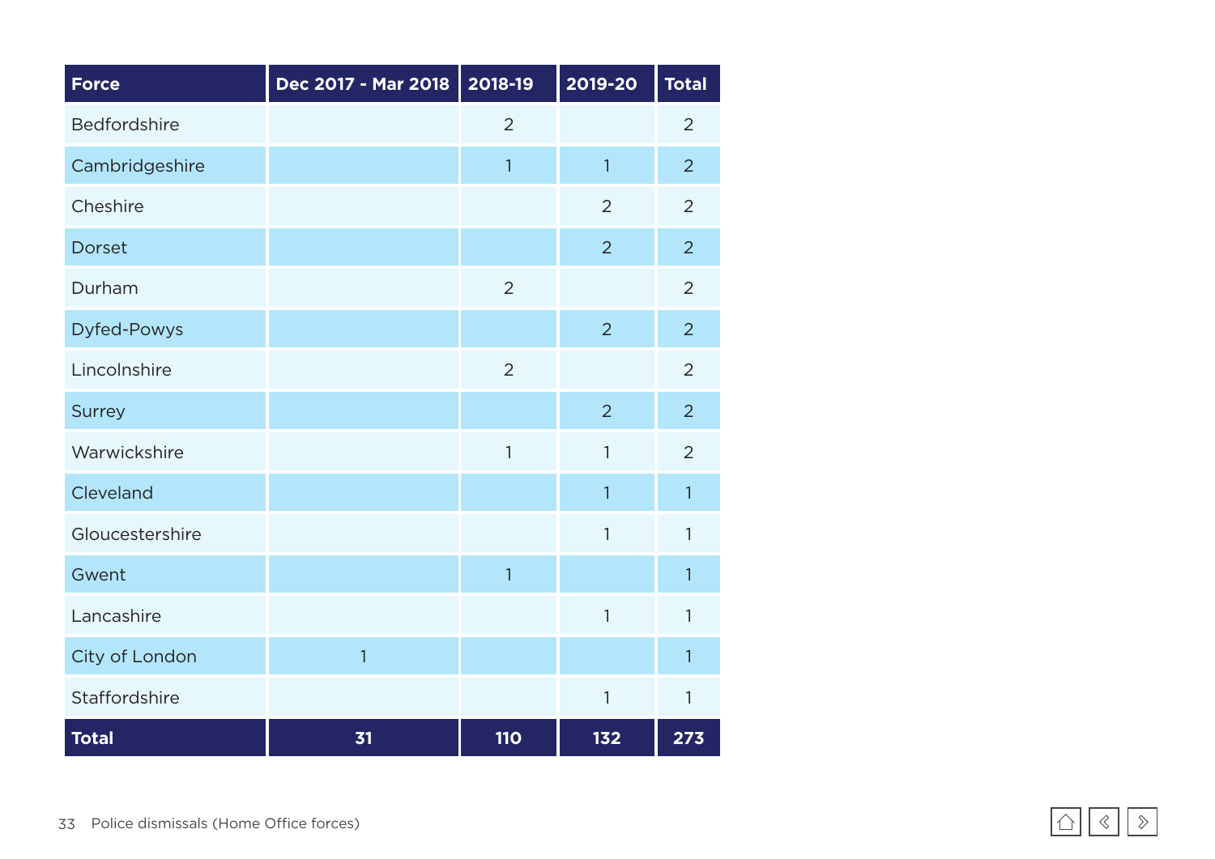| Force | Dec 2017 - Mar 2018 | 2018-19 | 2019-20 | Total |
| --- | --- | --- | --- | --- |
| Bedfordshire | | 2 | | 2 |
| Cambridgeshire | | 1 | 1 | 2 |
| Cheshire | | | 2 | 2 |
| Dorset | | | 2 | 2 |
| Durham | | 2 | | 2 |
| Dyfed-Powys | | | 2 | 2 |
| Lincolnshire | | 2 | | 2 |
| Surrey | | | 2 | 2 |
| Warwickshire | | 1 | 1 | 2 |
| Cleveland | | | 1 | 1 |
| Gloucestershire | | | 1 | 1 |
| Gwent | | 1 | | 1 |
| Lancashire | | | 1 | 1 |
| City of London | 1 | | | 1 |
| Staffordshire | | | 1 | 1 |
| **Total** | **31** | **110** | **132** | **273** |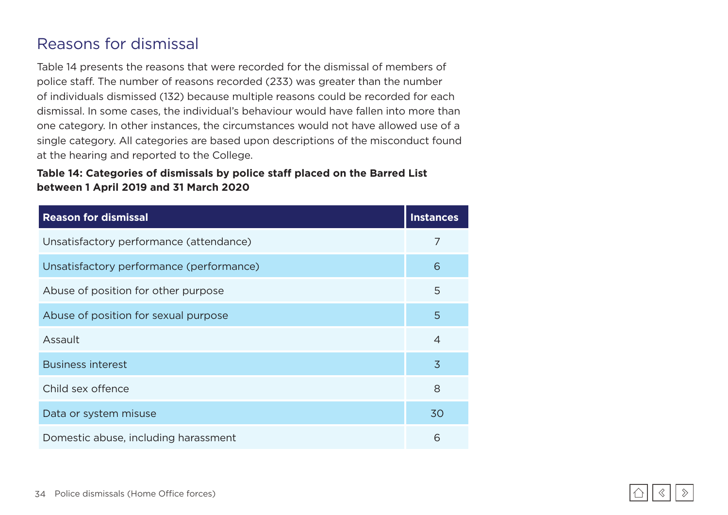## Reasons for dismissal

Table 14 presents the reasons that were recorded for the dismissal of members of police staff. The number of reasons recorded (233) was greater than the number of individuals dismissed (132) because multiple reasons could be recorded for each dismissal. In some cases, the individual's behaviour would have fallen into more than one category. In other instances, the circumstances would not have allowed use of a single category. All categories are based upon descriptions of the misconduct found at the hearing and reported to the College.

**Table 14: Categories of dismissals by police staff placed on the Barred List between 1 April 2019 and 31 March 2020**

| Reason for dismissal | Instances |
|---|---|
| Unsatisfactory performance (attendance) | 7 |
| Unsatisfactory performance (performance) | 6 |
| Abuse of position for other purpose | 5 |
| Abuse of position for sexual purpose | 5 |
| Assault | 4 |
| Business interest | 3 |
| Child sex offence | 8 |
| Data or system misuse | 30 |
| Domestic abuse, including harassment | 6 |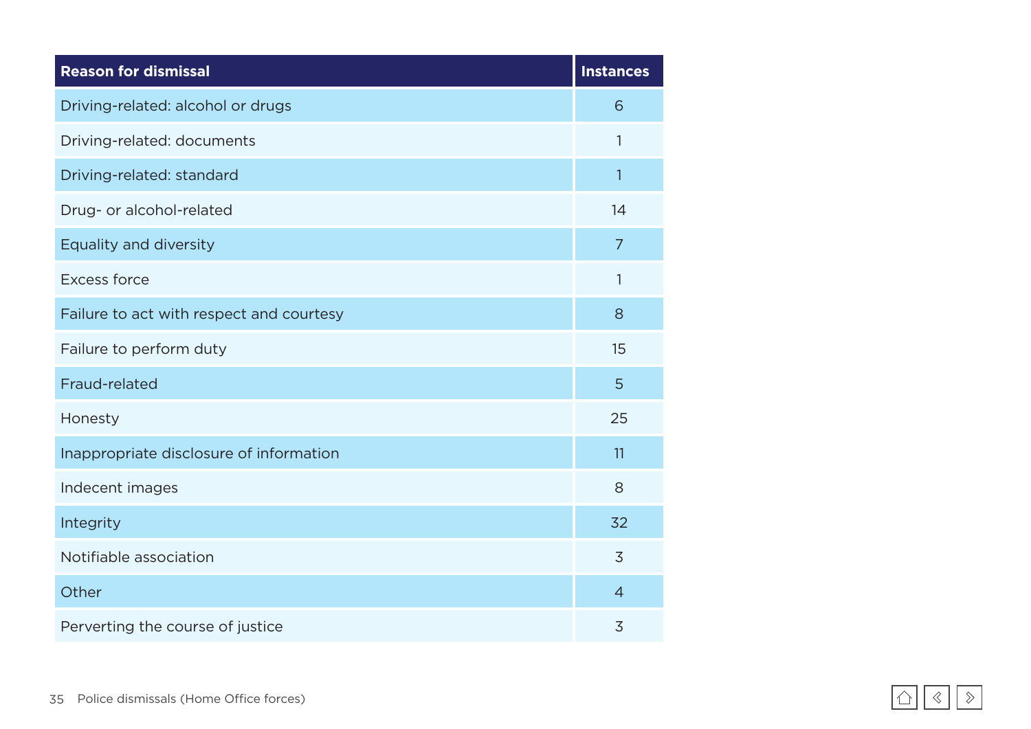| Reason for dismissal | Instances |
|---|---|
| Driving-related: alcohol or drugs | 6 |
| Driving-related: documents | 1 |
| Driving-related: standard | 1 |
| Drug- or alcohol-related | 14 |
| Equality and diversity | 7 |
| Excess force | 1 |
| Failure to act with respect and courtesy | 8 |
| Failure to perform duty | 15 |
| Fraud-related | 5 |
| Honesty | 25 |
| Inappropriate disclosure of information | 11 |
| Indecent images | 8 |
| Integrity | 32 |
| Notifiable association | 3 |
| Other | 4 |
| Perverting the course of justice | 3 |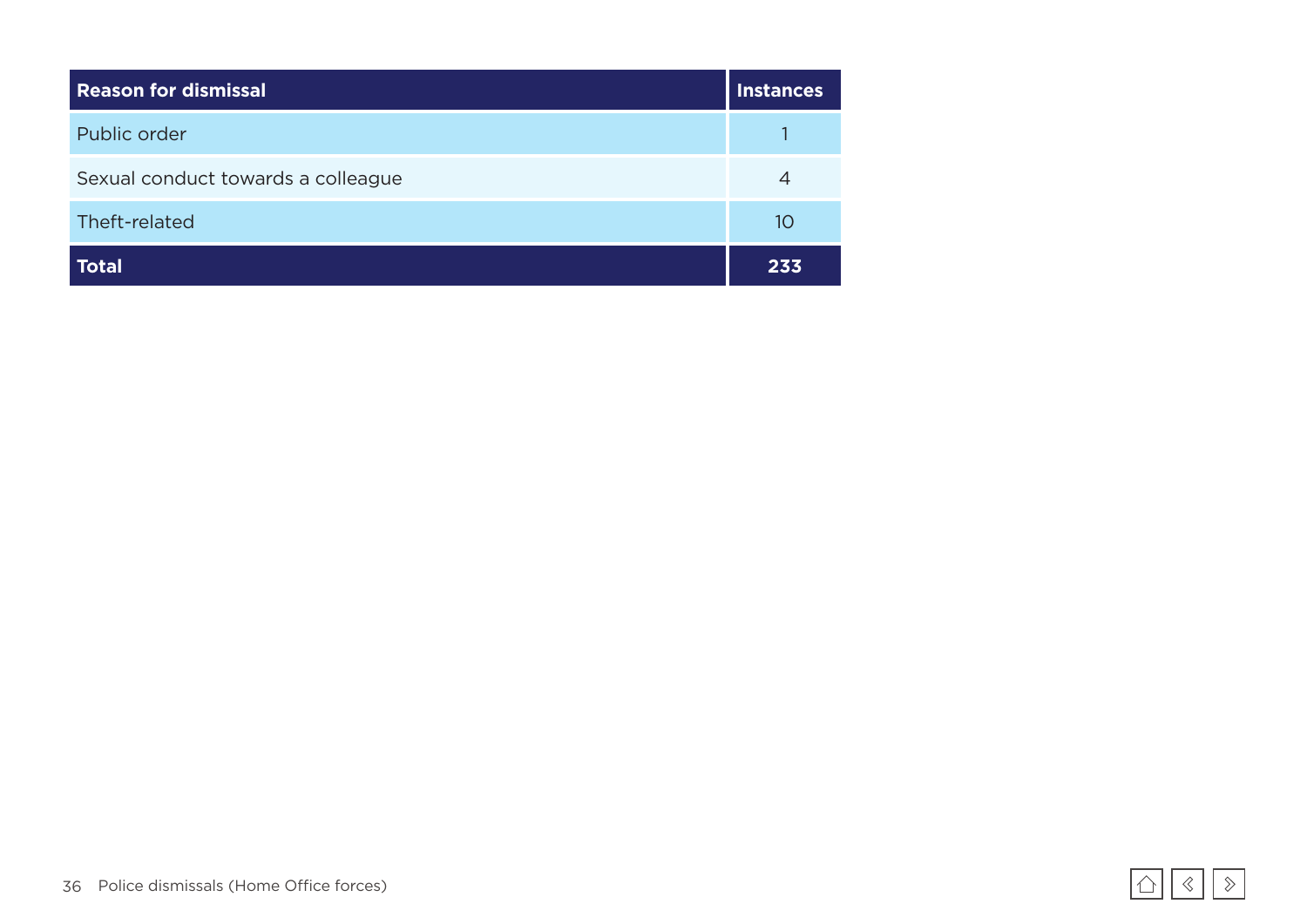| Reason for dismissal | Instances |
| --- | --- |
| Public order | 1 |
| Sexual conduct towards a colleague | 4 |
| Theft-related | 10 |
| **Total** | **233** |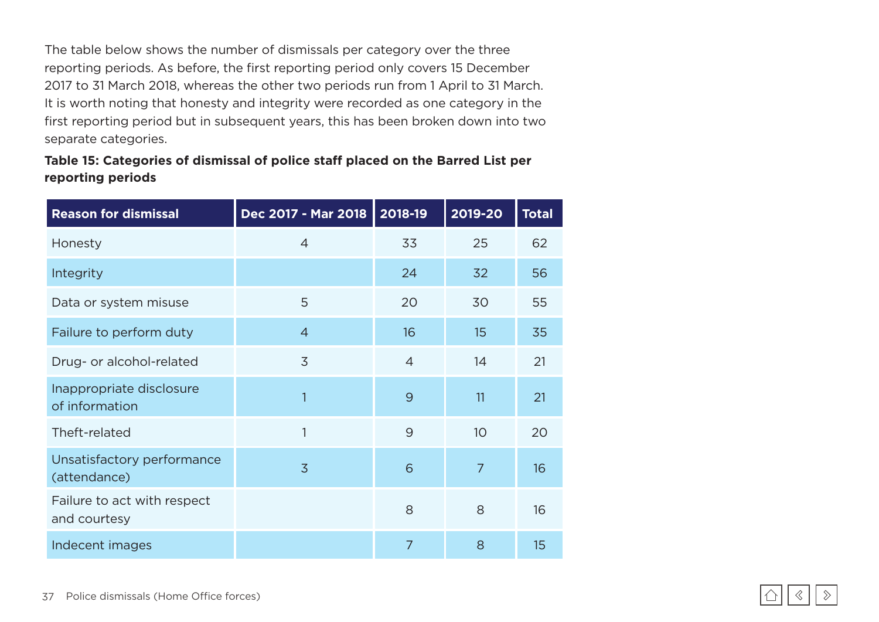The table below shows the number of dismissals per category over the three reporting periods. As before, the first reporting period only covers 15 December 2017 to 31 March 2018, whereas the other two periods run from 1 April to 31 March. It is worth noting that honesty and integrity were recorded as one category in the first reporting period but in subsequent years, this has been broken down into two separate categories.

**Table 15: Categories of dismissal of police staff placed on the Barred List per reporting periods**

| Reason for dismissal | Dec 2017 - Mar 2018 | 2018-19 | 2019-20 | Total |
|---|---|---|---|---|
| Honesty | 4 | 33 | 25 | 62 |
| Integrity | | 24 | 32 | 56 |
| Data or system misuse | 5 | 20 | 30 | 55 |
| Failure to perform duty | 4 | 16 | 15 | 35 |
| Drug- or alcohol-related | 3 | 4 | 14 | 21 |
| Inappropriate disclosure of information | 1 | 9 | 11 | 21 |
| Theft-related | 1 | 9 | 10 | 20 |
| Unsatisfactory performance (attendance) | 3 | 6 | 7 | 16 |
| Failure to act with respect and courtesy | | 8 | 8 | 16 |
| Indecent images | | 7 | 8 | 15 |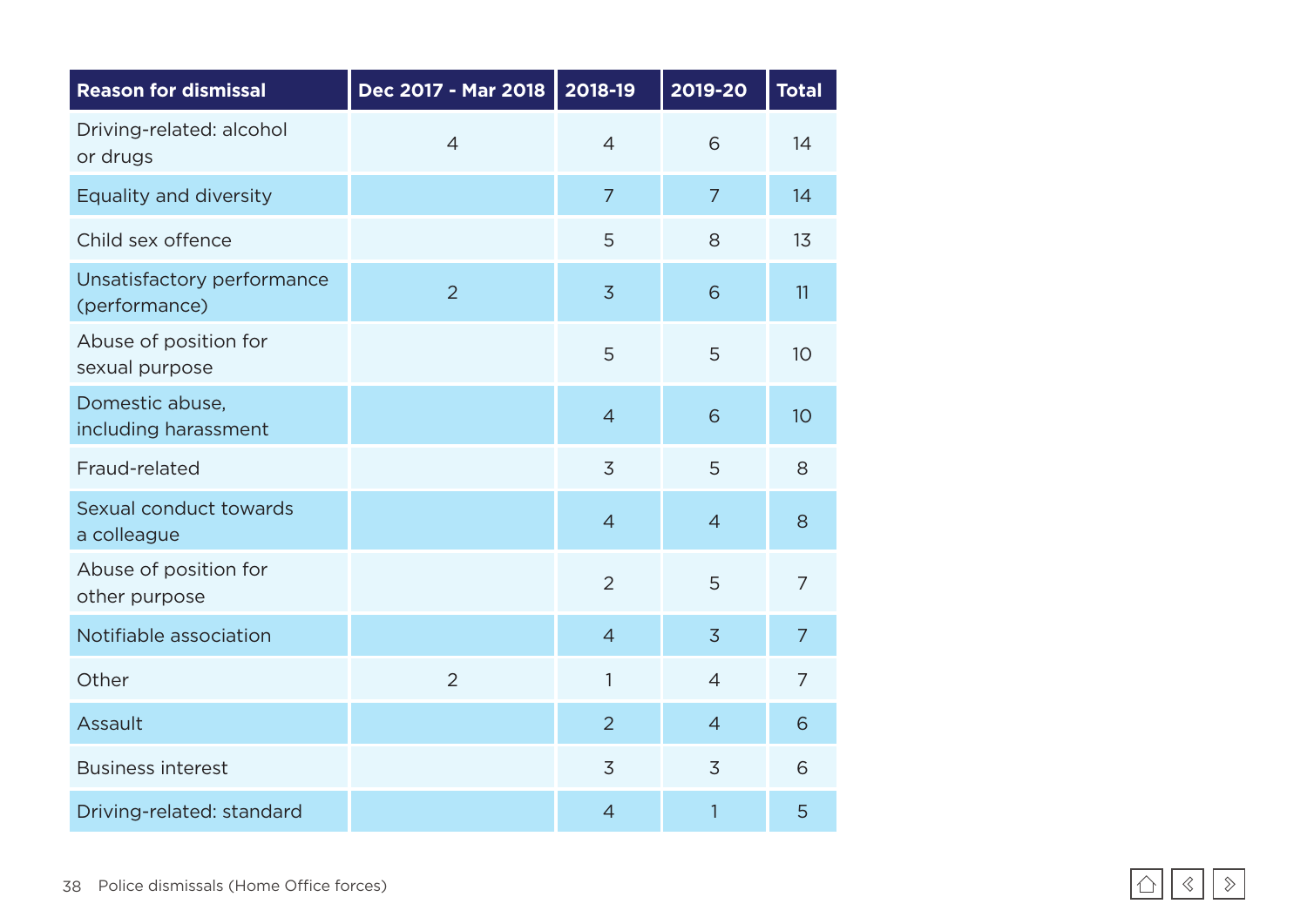| Reason for dismissal | Dec 2017 - Mar 2018 | 2018-19 | 2019-20 | Total |
|---|---|---|---|---|
| Driving-related: alcohol or drugs | 4 | 4 | 6 | 14 |
| Equality and diversity | | 7 | 7 | 14 |
| Child sex offence | | 5 | 8 | 13 |
| Unsatisfactory performance (performance) | 2 | 3 | 6 | 11 |
| Abuse of position for sexual purpose | | 5 | 5 | 10 |
| Domestic abuse, including harassment | | 4 | 6 | 10 |
| Fraud-related | | 3 | 5 | 8 |
| Sexual conduct towards a colleague | | 4 | 4 | 8 |
| Abuse of position for other purpose | | 2 | 5 | 7 |
| Notifiable association | | 4 | 3 | 7 |
| Other | 2 | 1 | 4 | 7 |
| Assault | | 2 | 4 | 6 |
| Business interest | | 3 | 3 | 6 |
| Driving-related: standard | | 4 | 1 | 5 |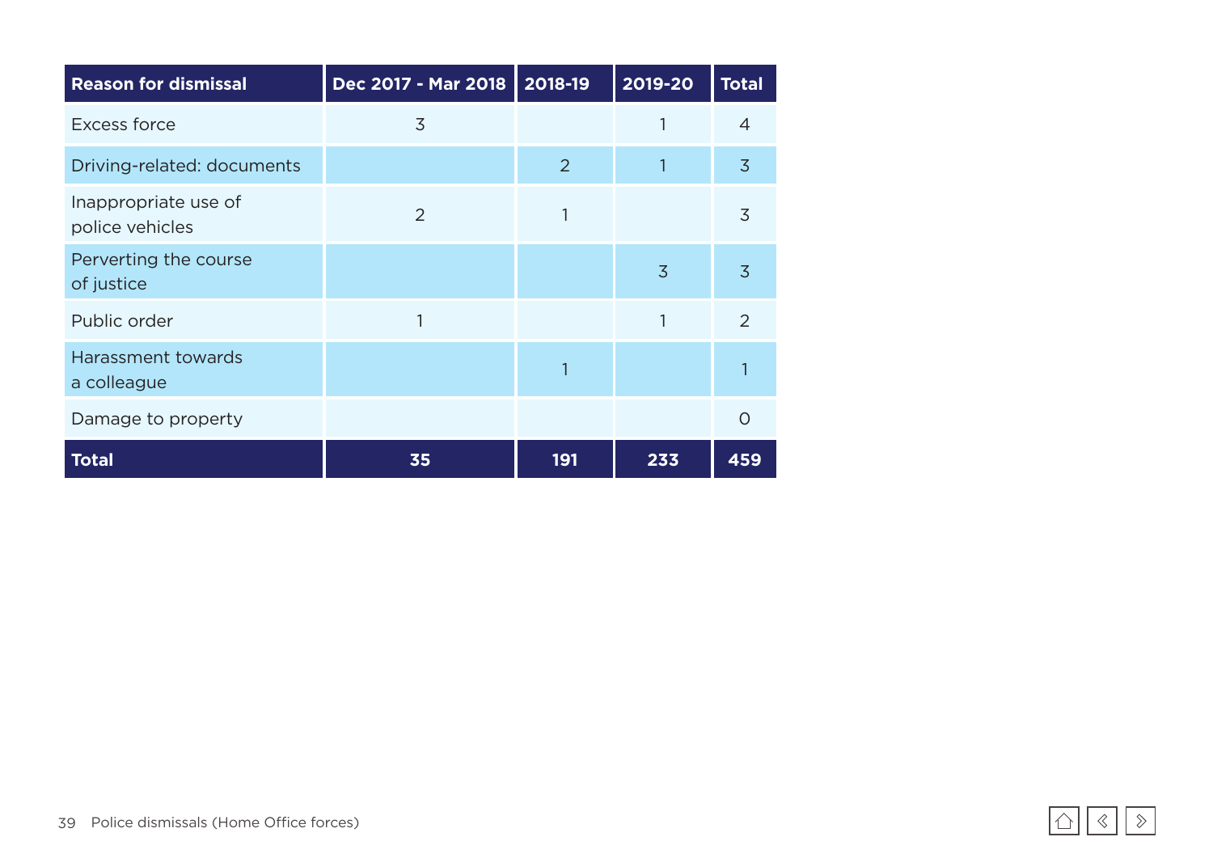| Reason for dismissal | Dec 2017 - Mar 2018 | 2018-19 | 2019-20 | Total |
|---|---|---|---|---|
| Excess force | 3 | | 1 | 4 |
| Driving-related: documents | | 2 | 1 | 3 |
| Inappropriate use of police vehicles | 2 | 1 | | 3 |
| Perverting the course of justice | | | 3 | 3 |
| Public order | 1 | | 1 | 2 |
| Harassment towards a colleague | | 1 | | 1 |
| Damage to property | | | | 0 |
| **Total** | **35** | **191** | **233** | **459** |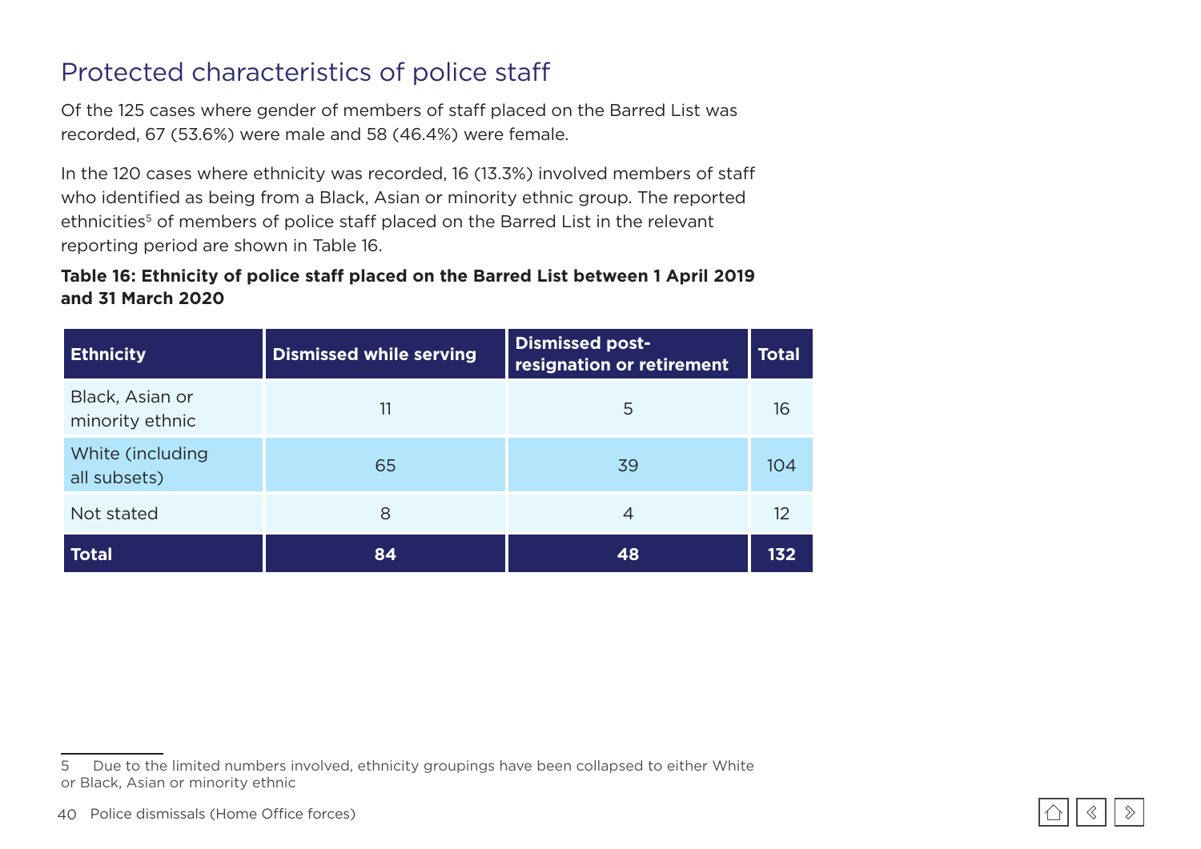## Protected characteristics of police staff

Of the 125 cases where gender of members of staff placed on the Barred List was recorded, 67 (53.6%) were male and 58 (46.4%) were female.

In the 120 cases where ethnicity was recorded, 16 (13.3%) involved members of staff who identified as being from a Black, Asian or minority ethnic group. The reported ethnicities[5] of members of police staff placed on the Barred List in the relevant reporting period are shown in Table 16.

**Table 16: Ethnicity of police staff placed on the Barred List between 1 April 2019 and 31 March 2020**

| Ethnicity | Dismissed while serving | Dismissed post-resignation or retirement | Total |
|---|---|---|---|
| Black, Asian or minority ethnic | 11 | 5 | 16 |
| White (including all subsets) | 65 | 39 | 104 |
| Not stated | 8 | 4 | 12 |
| **Total** | **84** | **48** | **132** |

5 Due to the limited numbers involved, ethnicity groupings have been collapsed to either White or Black, Asian or minority ethnic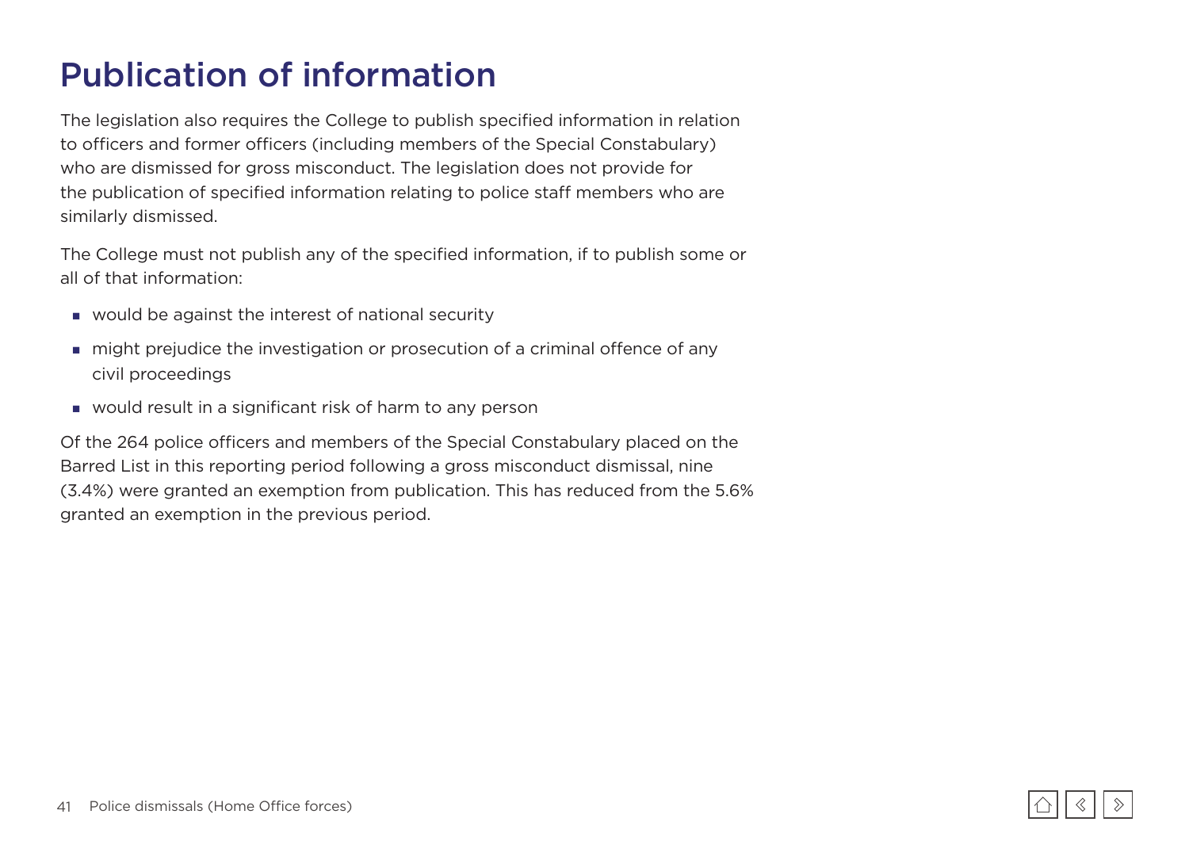# Publication of information

The legislation also requires the College to publish specified information in relation to officers and former officers (including members of the Special Constabulary) who are dismissed for gross misconduct. The legislation does not provide for the publication of specified information relating to police staff members who are similarly dismissed.

The College must not publish any of the specified information, if to publish some or all of that information:

- would be against the interest of national security
- might prejudice the investigation or prosecution of a criminal offence of any civil proceedings
- would result in a significant risk of harm to any person

Of the 264 police officers and members of the Special Constabulary placed on the Barred List in this reporting period following a gross misconduct dismissal, nine (3.4%) were granted an exemption from publication. This has reduced from the 5.6% granted an exemption in the previous period.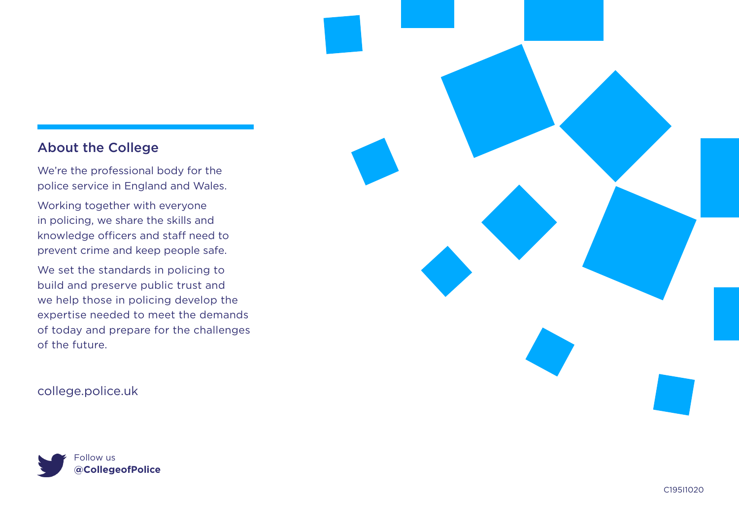## About the College

We're the professional body for the police service in England and Wales.

Working together with everyone in policing, we share the skills and knowledge officers and staff need to prevent crime and keep people safe.

We set the standards in policing to build and preserve public trust and we help those in policing develop the expertise needed to meet the demands of today and prepare for the challenges of the future.

college.police.uk

Follow us
**@CollegeofPolice**

C195I1020